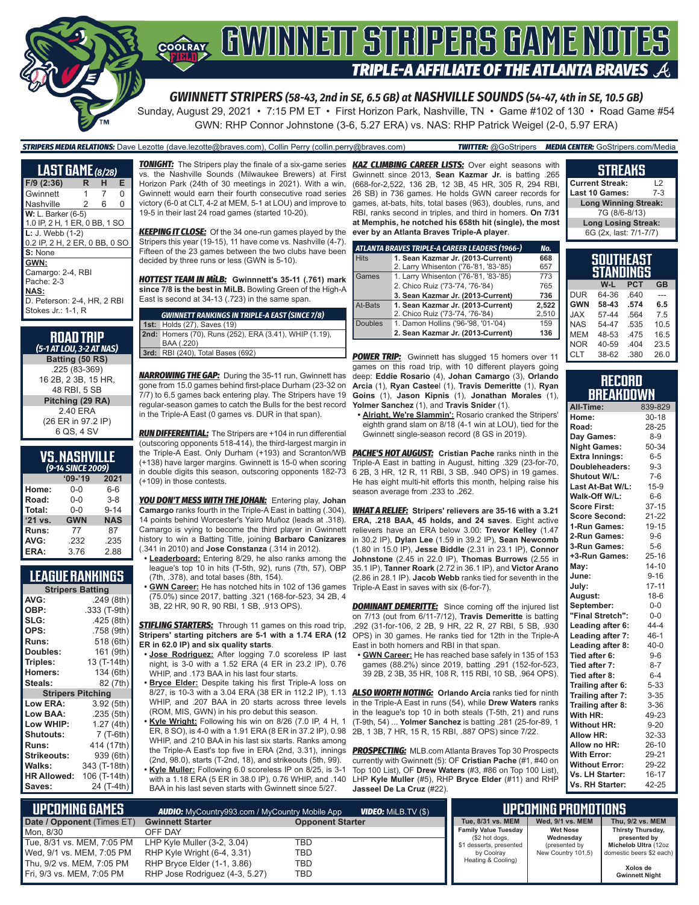# GWINNETT STRIPERS GAME NOTES

## TRIPLE-A AFFILIATE OF THE ATLANTA BRAVES

### GWINNETT STRIPERS (58-43, 2nd in SE, 6.5 GB) at NASHVILLE SOUNDS (54-47, 4th in SE, 10.5 GB)

Sunday, August 29, 2021 • 7:15 PM ET • First Horizon Park, Nashville, TN • Game #102 of 130 • Road Game #54

GWN: RHP Connor Johnstone (3-6, 5.27 ERA) vs. NAS: RHP Patrick Weigel (2-0, 5.97 ERA)

**STRIPERS MEDIA RELATIONS:** Dave Lezotte (dave.lezotte@braves.com), Collin Perry (collin.perry@braves.com) **TWITTER:** @GoStripers **MEDIA CENTER:** GoStripers.com/Media

## LAST GAME (8/28)

| F/9 (2:36) | R | H | E |
|---|---|---|---|
| Gwinnett | 1 | 7 | 0 |
| Nashville | 2 | 6 | 0 |

**W:** L. Barker (6-5)
1.0 IP, 2 H, 1 ER, 0 BB, 1 SO

**L:** J. Webb (1-2)
0.2 IP, 2 H, 2 ER, 0 BB, 0 SO

**S:** None

**GWN:**
Camargo: 2-4, RBI
Pache: 2-3

**NAS:**
D. Peterson: 2-4, HR, 2 RBI
Stokes Jr.: 1-1, R

## ROAD TRIP
*(5-1 AT LOU, 3-2 AT NAS)*

**Batting (50 RS)**
.225 (83-369)
16 2B, 2 3B, 15 HR,
48 RBI, 5 SB

**Pitching (29 RA)**
2.40 ERA
(26 ER in 97.2 IP)
6 QS, 4 SV

## VS. NASHVILLE
*(9-14 SINCE 2009)*

| | '09-'19 | 2021 |
|---|---|---|
| Home: | 0-0 | 6-6 |
| Road: | 0-0 | 3-8 |
| Total: | 0-0 | 9-14 |
| '21 vs. | GWN | NAS |
| Runs: | 77 | 87 |
| AVG: | .232 | .235 |
| ERA: | 3.76 | 2.88 |

## LEAGUE RANKINGS

| Stripers Batting | |
|---|---|
| AVG: | .249 (8th) |
| OBP: | .333 (T-9th) |
| SLG: | .425 (8th) |
| OPS: | .758 (9th) |
| Runs: | 518 (6th) |
| Doubles: | 161 (9th) |
| Triples: | 13 (T-14th) |
| Homers: | 134 (6th) |
| Steals: | 82 (7th) |
| **Stripers Pitching** | |
| Low ERA: | 3.92 (5th) |
| Low BAA: | .235 (5th) |
| Low WHIP: | 1.27 (4th) |
| Shutouts: | 7 (T-6th) |
| Runs: | 414 (17th) |
| Strikeouts: | 939 (6th) |
| Walks: | 343 (T-18th) |
| HR Allowed: | 106 (T-14th) |
| Saves: | 24 (T-4th) |

**TONIGHT:** The Stripers play the finale of a six-game series vs. the Nashville Sounds (Milwaukee Brewers) at First Horizon Park (24th of 30 meetings in 2021). With a win, Gwinnett would earn their fourth consecutive road series victory (6-0 at CLT, 4-2 at MEM, 5-1 at LOU) and improve to 19-5 in their last 24 road games (started 10-20).

**KEEPING IT CLOSE:** Of the 34 one-run games played by the Stripers this year (19-15), 11 have come vs. Nashville (4-7). Fifteen of the 23 games between the two clubs have been decided by three runs or less (GWN is 5-10).

**HOTTEST TEAM IN MiLB: Gwinnett's 35-11 (.761) mark since 7/8 is the best in MiLB.** Bowling Green of the High-A East is second at 34-13 (.723) in the same span.

| GWINNETT RANKINGS IN TRIPLE-A EAST (SINCE 7/8) |
|---|
| **1st:** Holds (27), Saves (19) |
| **2nd:** Homers (70), Runs (252), ERA (3.41), WHIP (1.19), BAA (.220) |
| **3rd:** RBI (240), Total Bases (692) |

**NARROWING THE GAP:** During the 35-11 run, Gwinnett has gone from 15.0 games behind first-place Durham (23-32 on 7/7) to 6.5 games back entering play. The Stripers have 19 regular-season games to catch the Bulls for the best record in the Triple-A East (0 games vs. DUR in that span).

**RUN DIFFERENTIAL:** The Stripers are +104 in run differential (outscoring opponents 518-414), the third-largest margin in the Triple-A East. Only Durham (+193) and Scranton/WB (+138) have larger margins. Gwinnett is 15-0 when scoring in double digits this season, outscoring opponents 182-73 (+109) in those contests.

**YOU DON'T MESS WITH THE JOHAN:** Entering play, **Johan Camargo** ranks fourth in the Triple-A East in batting (.304), 14 points behind Worcester's Yairo Muñoz (leads at .318). Camargo is vying to become the third player in Gwinnett history to win a Batting Title, joining **Barbaro Canizares** (.341 in 2010) and **Jose Constanza** (.314 in 2012).

- **Leaderboard:** Entering 8/29, he also ranks among the league's top 10 in hits (T-5th, 92), runs (7th, 57), OBP (7th, .378), and total bases (8th, 154).
- **GWN Career:** He has notched hits in 102 of 136 games (75.0%) since 2017, batting .321 (168-for-523, 34 2B, 4 3B, 22 HR, 90 R, 90 RBI, 1 SB, .913 OPS).

**STIFLING STARTERS:** Through 11 games on this road trip, **Stripers' starting pitchers are 5-1 with a 1.74 ERA (12 ER in 62.0 IP) and six quality starts**.

- **Jose Rodriguez:** After logging 7.0 scoreless IP last night, is 3-0 with a 1.52 ERA (4 ER in 23.2 IP), 0.76 WHIP, and .173 BAA in his last four starts.
- **Bryce Elder:** Despite taking his first Triple-A loss on 8/27, is 10-3 with a 3.04 ERA (38 ER in 112.2 IP), 1.13 WHIP, and .207 BAA in 20 starts across three levels (ROM, MIS, GWN) in his pro debut this season.
- **Kyle Wright:** Following his win on 8/26 (7.0 IP, 4 H, 1 ER, 8 SO), is 4-0 with a 1.91 ERA (8 ER in 37.2 IP), 0.98 WHIP, and .210 BAA in his last six starts. Ranks among the Triple-A East's top five in ERA (2nd, 3.31), innings (2nd, 98.0), starts (T-2nd, 18), and strikeouts (5th, 99).
- **Kyle Muller:** Following 6.0 scoreless IP on 8/25, is 3-1 with a 1.18 ERA (5 ER in 38.0 IP), 0.76 WHIP, and .140 BAA in his last seven starts with Gwinnett since 5/27.

**KAZ CLIMBING CAREER LISTS:** Over eight seasons with Gwinnett since 2013, **Sean Kazmar Jr.** is batting .265 (668-for-2,522, 136 2B, 12 3B, 45 HR, 305 R, 294 RBI, 26 SB) in 736 games. He holds GWN career records for games, at-bats, hits, total bases (963), doubles, runs, and RBI, ranks second in triples, and third in homers. **On 7/31 at Memphis, he notched his 658th hit (single), the most ever by an Atlanta Braves Triple-A player**.

| ATLANTA BRAVES TRIPLE-A CAREER LEADERS (1966-) | | No. |
|---|---|---|
| Hits | **1. Sean Kazmar Jr. (2013-Current)** | **668** |
| | 2. Larry Whisenton ('76-'81, '83-'85) | 657 |
| Games | 1. Larry Whisenton ('76-'81, '83-'85) | 773 |
| | 2. Chico Ruiz ('73-'74, '76-'84) | 765 |
| | **3. Sean Kazmar Jr. (2013-Current)** | **736** |
| At-Bats | **1. Sean Kazmar Jr. (2013-Current)** | **2,522** |
| | 2. Chico Ruiz ('73-'74, '76-'84) | 2,510 |
| Doubles | 1. Damon Hollins ('96-'98, '01-'04) | 159 |
| | **2. Sean Kazmar Jr. (2013-Current)** | **136** |

**POWER TRIP:** Gwinnett has slugged 15 homers over 11 games on this road trip, with 10 different players going deep: **Eddie Rosario** (4), **Johan Camargo** (3), **Orlando Arcia** (1), **Ryan Casteel** (1), **Travis Demeritte** (1), **Ryan Goins** (1), **Jason Kipnis** (1), **Jonathan Morales** (1), **Yolmer Sanchez** (1), and **Travis Snider** (1).

- **Alright, We're Slammin':** Rosario cranked the Stripers' eighth grand slam on 8/18 (4-1 win at LOU), tied for the Gwinnett single-season record (8 GS in 2019).

**PACHE'S HOT AUGUST: Cristian Pache** ranks ninth in the Triple-A East in batting in August, hitting .329 (23-for-70, 6 2B, 3 HR, 12 R, 11 RBI, 3 SB, .940 OPS) in 19 games. He has eight multi-hit efforts this month, helping raise his season average from .233 to .262.

**WHAT A RELIEF: Stripers' relievers are 35-16 with a 3.21 ERA, .218 BAA, 45 holds, and 24 saves.** Eight active relievers have an ERA below 3.00: **Trevor Kelley** (1.47 in 30.2 IP), **Dylan Lee** (1.59 in 39.2 IP), **Sean Newcomb** (1.80 in 15.0 IP), **Jesse Biddle** (2.31 in 23.1 IP), **Connor Johnstone** (2.45 in 22.0 IP), **Thomas Burrows** (2.55 in 35.1 IP), **Tanner Roark** (2.72 in 36.1 IP), and **Victor Arano** (2.86 in 28.1 IP). **Jacob Webb** ranks tied for seventh in the Triple-A East in saves with six (6-for-7).

**DOMINANT DEMERITTE:** Since coming off the injured list on 7/13 (out from 6/11-7/12), **Travis Demeritte** is batting .292 (31-for-106, 2 2B, 9 HR, 22 R, 27 RBI, 5 SB, .930 OPS) in 30 games. He ranks tied for 12th in the Triple-A East in both homers and RBI in that span.

- **GWN Career:** He has reached base safely in 135 of 153 games (88.2%) since 2019, batting .291 (152-for-523, 39 2B, 2 3B, 35 HR, 108 R, 115 RBI, 10 SB, .964 OPS).

**ALSO WORTH NOTING: Orlando Arcia** ranks tied for ninth in the Triple-A East in runs (54), while **Drew Waters** ranks in the league's top 10 in both steals (T-5th, 21) and runs (T-9th, 54) ... **Yolmer Sanchez** is batting .281 (25-for-89, 1 2B, 1 3B, 7 HR, 15 R, 15 RBI, .887 OPS) since 7/22.

**PROSPECTING:** MLB.com Atlanta Braves Top 30 Prospects currently with Gwinnett (5): OF **Cristian Pache** (#1, #40 on Top 100 List), OF **Drew Waters** (#3, #86 on Top 100 List), LHP **Kyle Muller** (#5), RHP **Bryce Elder** (#11) and RHP **Jasseel De La Cruz** (#22).

## STREAKS

| | |
|---|---|
| Current Streak: | L2 |
| Last 10 Games: | 7-3 |
| **Long Winning Streak:** | |
| 7G (8/6-8/13) | |
| **Long Losing Streak:** | |
| 6G (2x, last: 7/1-7/7) | |

## SOUTHEAST STANDINGS

| | W-L | PCT | GB |
|---|---|---|---|
| DUR | 64-36 | .640 | --- |
| **GWN** | **58-43** | **.574** | **6.5** |
| JAX | 57-44 | .564 | 7.5 |
| NAS | 54-47 | .535 | 10.5 |
| MEM | 48-53 | .475 | 16.5 |
| NOR | 40-59 | .404 | 23.5 |
| CLT | 38-62 | .380 | 26.0 |

## RECORD BREAKDOWN

| | |
|---|---|
| All-Time: | 839-829 |
| Home: | 30-18 |
| Road: | 28-25 |
| Day Games: | 8-9 |
| Night Games: | 50-34 |
| Extra Innings: | 6-5 |
| Doubleheaders: | 9-3 |
| Shutout W/L: | 7-6 |
| Last At-Bat W/L: | 15-9 |
| Walk-Off W/L: | 6-6 |
| Score First: | 37-15 |
| Score Second: | 21-22 |
| 1-Run Games: | 19-15 |
| 2-Run Games: | 9-6 |
| 3-Run Games: | 5-6 |
| +3-Run Games: | 25-16 |
| May: | 14-10 |
| June: | 9-16 |
| July: | 17-11 |
| August: | 18-6 |
| September: | 0-0 |
| "Final Stretch": | 0-0 |
| Leading after 6: | 44-4 |
| Leading after 7: | 46-1 |
| Leading after 8: | 40-0 |
| Tied after 6: | 9-6 |
| Tied after 7: | 8-7 |
| Tied after 8: | 6-4 |
| Trailing after 6: | 5-33 |
| Trailing after 7: | 3-35 |
| Trailing after 8: | 3-36 |
| With HR: | 49-23 |
| Without HR: | 9-20 |
| Allow HR: | 32-33 |
| Allow no HR: | 26-10 |
| With Error: | 29-21 |
| Without Error: | 29-22 |
| Vs. LH Starter: | 16-17 |
| Vs. RH Starter: | 42-25 |

## UPCOMING GAMES

**AUDIO:** MyCountry993.com / MyCountry Mobile App **VIDEO:** MiLB.TV ($)

| Date / Opponent (Times ET) | Gwinnett Starter | Opponent Starter |
|---|---|---|
| Mon, 8/30 | OFF DAY | |
| Tue, 8/31 vs. MEM, 7:05 PM | LHP Kyle Muller (3-2, 3.04) | TBD |
| Wed, 9/1 vs. MEM, 7:05 PM | RHP Kyle Wright (6-4, 3.31) | TBD |
| Thu, 9/2 vs. MEM, 7:05 PM | RHP Bryce Elder (1-1, 3.86) | TBD |
| Fri, 9/3 vs. MEM, 7:05 PM | RHP Jose Rodriguez (4-3, 5.27) | TBD |

## UPCOMING PROMOTIONS

| Tue, 8/31 vs. MEM | Wed, 9/1 vs. MEM | Thu, 9/2 vs. MEM |
|---|---|---|
| **Family Value Tuesday** ($2 hot dogs, $1 desserts, presented by Coolray Heating & Cooling) | **Wet Nose Wednesday** (presented by New Country 101.5) | **Thirsty Thursday,** presented by **Michelob Ultra** (12oz domestic beers $2 each) **Xolos de Gwinnett Night** |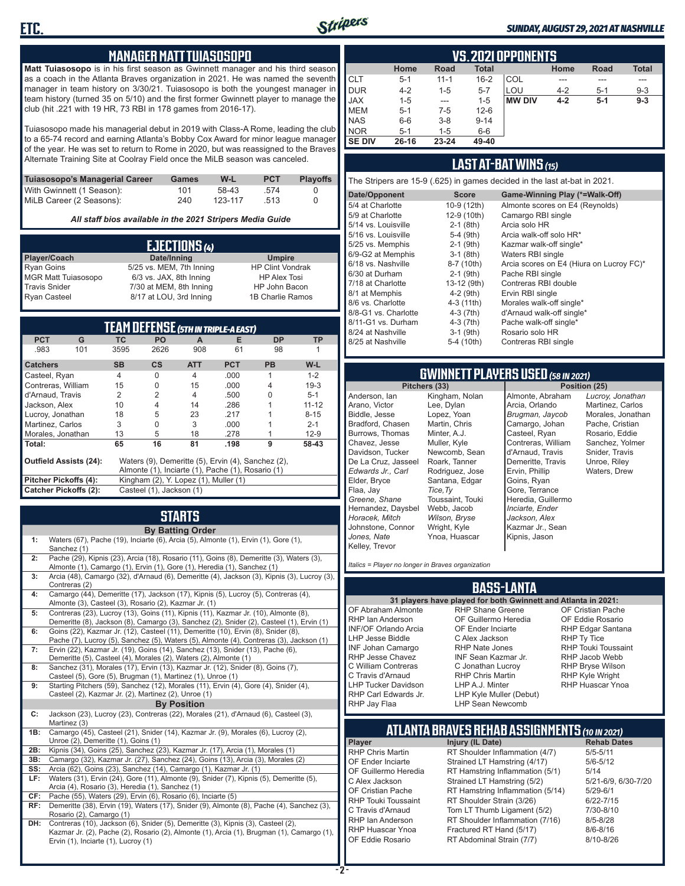## MANAGER MATT TUIASOSOPO

**Matt Tuiasosopo** is in his first season as Gwinnett manager and his third season as a coach in the Atlanta Braves organization in 2021. He was named the seventh manager in team history on 3/30/21. Tuiasosopo is both the youngest manager in team history (turned 35 on 5/10) and the first former Gwinnett player to manage the club (hit .221 with 19 HR, 73 RBI in 178 games from 2016-17).

Tuiasosopo made his managerial debut in 2019 with Class-A Rome, leading the club to a 65-74 record and earning Atlanta's Bobby Cox Award for minor league manager of the year. He was set to return to Rome in 2020, but was reassigned to the Braves Alternate Training Site at Coolray Field once the MiLB season was canceled.

| Tuiasosopo's Managerial Career | Games | W-L | PCT | Playoffs |
|---|---|---|---|---|
| With Gwinnett (1 Season): | 101 | 58-43 | .574 | 0 |
| MiLB Career (2 Seasons): | 240 | 123-117 | .513 | 0 |

*All staff bios available in the 2021 Stripers Media Guide*

## EJECTIONS (4)

| Player/Coach | Date/Inning | Umpire |
|---|---|---|
| Ryan Goins | 5/25 vs. MEM, 7th Inning | HP Clint Vondrak |
| MGR Matt Tuiasosopo | 6/3 vs. JAX, 8th Inning | HP Alex Tosi |
| Travis Snider | 7/30 at MEM, 8th Inning | HP John Bacon |
| Ryan Casteel | 8/17 at LOU, 3rd Inning | 1B Charlie Ramos |

## TEAM DEFENSE (5TH IN TRIPLE-A EAST)

| PCT | G | TC | PO | A | E | DP | TP |
|---|---|---|---|---|---|---|---|
| .983 | 101 | 3595 | 2626 | 908 | 61 | 98 | 1 |

| Catchers | SB | CS | ATT | PCT | PB | W-L |
|---|---|---|---|---|---|---|
| Casteel, Ryan | 4 | 0 | 4 | .000 | 1 | 1-2 |
| Contreras, William | 15 | 0 | 15 | .000 | 4 | 19-3 |
| d'Arnaud, Travis | 2 | 2 | 4 | .500 | 0 | 5-1 |
| Jackson, Alex | 10 | 4 | 14 | .286 | 1 | 11-12 |
| Lucroy, Jonathan | 18 | 5 | 23 | .217 | 1 | 8-15 |
| Martinez, Carlos | 3 | 0 | 3 | .000 | 1 | 2-1 |
| Morales, Jonathan | 13 | 5 | 18 | .278 | 1 | 12-9 |
| **Total:** | **65** | **16** | **81** | **.198** | **9** | **58-43** |

**Outfield Assists (24):** Waters (9), Demeritte (5), Ervin (4), Sanchez (2), Almonte (1), Inciarte (1), Pache (1), Rosario (1)
**Pitcher Pickoffs (4):** Kingham (2), Y. Lopez (1), Muller (1)
**Catcher Pickoffs (2):** Casteel (1), Jackson (1)

## STARTS

**By Batting Order**

| | |
|---|---|
| 1: | Waters (67), Pache (19), Inciarte (6), Arcia (5), Almonte (1), Ervin (1), Gore (1), Sanchez (1) |
| 2: | Pache (29), Kipnis (23), Arcia (18), Rosario (11), Goins (8), Demeritte (3), Waters (3), Almonte (1), Camargo (1), Ervin (1), Gore (1), Heredia (1), Sanchez (1) |
| 3: | Arcia (48), Camargo (32), d'Arnaud (6), Demeritte (4), Jackson (3), Kipnis (3), Lucroy (3), Contreras (2) |
| 4: | Camargo (44), Demeritte (17), Jackson (17), Kipnis (5), Lucroy (5), Contreras (4), Almonte (3), Casteel (3), Rosario (2), Kazmar Jr. (1) |
| 5: | Contreras (23), Lucroy (13), Goins (11), Kipnis (11), Kazmar Jr. (10), Almonte (8), Demeritte (8), Jackson (8), Camargo (3), Sanchez (2), Snider (2), Casteel (1), Ervin (1) |
| 6: | Goins (22), Kazmar Jr. (12), Casteel (11), Demeritte (10), Ervin (8), Snider (8), Pache (7), Lucroy (5), Sanchez (5), Waters (5), Almonte (4), Contreras (3), Jackson (1) |
| 7: | Ervin (22), Kazmar Jr. (19), Goins (14), Sanchez (13), Snider (13), Pache (6), Demeritte (5), Casteel (4), Morales (2), Waters (2), Almonte (1) |
| 8: | Sanchez (31), Morales (17), Ervin (13), Kazmar Jr. (12), Snider (8), Goins (7), Casteel (5), Gore (5), Brugman (1), Martinez (1), Unroe (1) |
| 9: | Starting Pitchers (59), Sanchez (12), Morales (11), Ervin (4), Gore (4), Snider (4), Casteel (2), Kazmar Jr. (2), Martinez (2), Unroe (1) |

**By Position**

| | |
|---|---|
| C: | Jackson (23), Lucroy (23), Contreras (22), Morales (21), d'Arnaud (6), Casteel (3), Martinez (3) |
| 1B: | Camargo (45), Casteel (21), Snider (14), Kazmar Jr. (9), Morales (6), Lucroy (2), Unroe (2), Demeritte (1), Goins (1) |
| 2B: | Kipnis (34), Goins (25), Sanchez (23), Kazmar Jr. (17), Arcia (1), Morales (1) |
| 3B: | Camargo (32), Kazmar Jr. (27), Sanchez (24), Goins (13), Arcia (3), Morales (2) |
| SS: | Arcia (62), Goins (23), Sanchez (14), Camargo (1), Kazmar Jr. (1) |
| LF: | Waters (31), Ervin (24), Gore (11), Almonte (9), Snider (7), Kipnis (5), Demeritte (5), Arcia (4), Rosario (3), Heredia (1), Sanchez (1) |
| CF: | Pache (55), Waters (29), Ervin (6), Rosario (6), Inciarte (5) |
| RF: | Demeritte (38), Ervin (19), Waters (17), Snider (9), Almonte (8), Pache (4), Sanchez (3), Rosario (2), Camargo (1) |
| DH: | Contreras (10), Jackson (6), Snider (5), Demeritte (3), Kipnis (3), Casteel (2), Kazmar Jr. (2), Pache (2), Rosario (2), Almonte (1), Arcia (1), Brugman (1), Camargo (1), Ervin (1), Inciarte (1), Lucroy (1) |

## VS. 2021 OPPONENTS

| | Home | Road | Total | | Home | Road | Total |
|---|---|---|---|---|---|---|---|
| CLT | 5-1 | 11-1 | 16-2 | COL | --- | --- | --- |
| DUR | 4-2 | 1-5 | 5-7 | LOU | 4-2 | 5-1 | 9-3 |
| JAX | 1-5 | --- | 1-5 | **MW DIV** | **4-2** | **5-1** | **9-3** |
| MEM | 5-1 | 7-5 | 12-6 | | | | |
| NAS | 6-6 | 3-8 | 9-14 | | | | |
| NOR | 5-1 | 1-5 | 6-6 | | | | |
| **SE DIV** | **26-16** | **23-24** | **49-40** | | | | |

## LAST AT-BAT WINS (15)

The Stripers are 15-9 (.625) in games decided in the last at-bat in 2021.

| Date/Opponent | Score | Game-Winning Play (*=Walk-Off) |
|---|---|---|
| 5/4 at Charlotte | 10-9 (12th) | Almonte scores on E4 (Reynolds) |
| 5/9 at Charlotte | 12-9 (10th) | Camargo RBI single |
| 5/14 vs. Louisville | 2-1 (8th) | Arcia solo HR |
| 5/16 vs. Louisville | 5-4 (9th) | Arcia walk-off solo HR* |
| 5/25 vs. Memphis | 2-1 (9th) | Kazmar walk-off single* |
| 6/9-G2 at Memphis | 3-1 (8th) | Waters RBI single |
| 6/18 vs. Nashville | 8-7 (10th) | Arcia scores on E4 (Hiura on Lucroy FC)* |
| 6/30 at Durham | 2-1 (9th) | Pache RBI single |
| 7/18 at Charlotte | 13-12 (9th) | Contreras RBI double |
| 8/1 at Memphis | 4-2 (9th) | Ervin RBI single |
| 8/6 vs. Charlotte | 4-3 (11th) | Morales walk-off single* |
| 8/8-G1 vs. Charlotte | 4-3 (7th) | d'Arnaud walk-off single* |
| 8/11-G1 vs. Durham | 4-3 (7th) | Pache walk-off single* |
| 8/24 at Nashville | 3-1 (9th) | Rosario solo HR |
| 8/25 at Nashville | 5-4 (10th) | Contreras RBI single |

## GWINNETT PLAYERS USED (58 IN 2021)

| Pitchers (33) | | Position (25) | |
|---|---|---|---|
| Anderson, Ian | Kingham, Nolan | Almonte, Abraham | *Lucroy, Jonathan* |
| Arano, Victor | Lee, Dylan | Arcia, Orlando | Martinez, Carlos |
| Biddle, Jesse | Lopez, Yoan | *Brugman, Jaycob* | Morales, Jonathan |
| Bradford, Chasen | Martin, Chris | Camargo, Johan | Pache, Cristian |
| Burrows, Thomas | Minter, A.J. | Casteel, Ryan | Rosario, Eddie |
| Chavez, Jesse | Muller, Kyle | Contreras, William | Sanchez, Yolmer |
| Davidson, Tucker | Newcomb, Sean | d'Arnaud, Travis | Snider, Travis |
| De La Cruz, Jasseel | Roark, Tanner | Demeritte, Travis | Unroe, Riley |
| *Edwards Jr., Carl* | Rodriguez, Jose | Ervin, Phillip | Waters, Drew |
| Elder, Bryce | Santana, Edgar | Goins, Ryan | |
| Flaa, Jay | *Tice, Ty* | Gore, Terrance | |
| *Greene, Shane* | Toussaint, Touki | Heredia, Guillermo | |
| Hernandez, Daysbel | Webb, Jacob | *Inciarte, Ender* | |
| *Horacek, Mitch* | *Wilson, Bryse* | *Jackson, Alex* | |
| Johnstone, Connor | Wright, Kyle | Kazmar Jr., Sean | |
| *Jones, Nate* | Ynoa, Huascar | Kipnis, Jason | |
| Kelley, Trevor | | | |

*Italics = Player no longer in Braves organization*

## BASS-LANTA

**31 players have played for both Gwinnett and Atlanta in 2021:**

| | | |
|---|---|---|
| OF Abraham Almonte | RHP Shane Greene | OF Cristian Pache |
| RHP Ian Anderson | OF Guillermo Heredia | OF Eddie Rosario |
| INF/OF Orlando Arcia | OF Ender Inciarte | RHP Edgar Santana |
| LHP Jesse Biddle | C Alex Jackson | RHP Ty Tice |
| INF Johan Camargo | RHP Nate Jones | RHP Touki Toussaint |
| RHP Jesse Chavez | INF Sean Kazmar Jr. | RHP Jacob Webb |
| C William Contreras | C Jonathan Lucroy | RHP Bryse Wilson |
| C Travis d'Arnaud | RHP Chris Martin | RHP Kyle Wright |
| LHP Tucker Davidson | LHP A.J. Minter | RHP Huascar Ynoa |
| RHP Carl Edwards Jr. | LHP Kyle Muller (Debut) | |
| RHP Jay Flaa | LHP Sean Newcomb | |

## ATLANTA BRAVES REHAB ASSIGNMENTS (10 IN 2021)

| Player | Injury (IL Date) | Rehab Dates |
|---|---|---|
| RHP Chris Martin | RT Shoulder Inflammation (4/7) | 5/5-5/11 |
| OF Ender Inciarte | Strained LT Hamstring (4/17) | 5/6-5/12 |
| OF Guillermo Heredia | RT Hamstring Inflammation (5/1) | 5/14 |
| C Alex Jackson | Strained LT Hamstring (5/2) | 5/21-6/9, 6/30-7/20 |
| OF Cristian Pache | RT Hamstring Inflammation (5/14) | 5/29-6/1 |
| RHP Touki Toussaint | RT Shoulder Strain (3/26) | 6/22-7/15 |
| C Travis d'Arnaud | Torn LT Thumb Ligament (5/2) | 7/30-8/10 |
| RHP Ian Anderson | RT Shoulder Inflammation (7/16) | 8/5-8/28 |
| RHP Huascar Ynoa | Fractured RT Hand (5/17) | 8/6-8/16 |
| OF Eddie Rosario | RT Abdominal Strain (7/7) | 8/10-8/26 |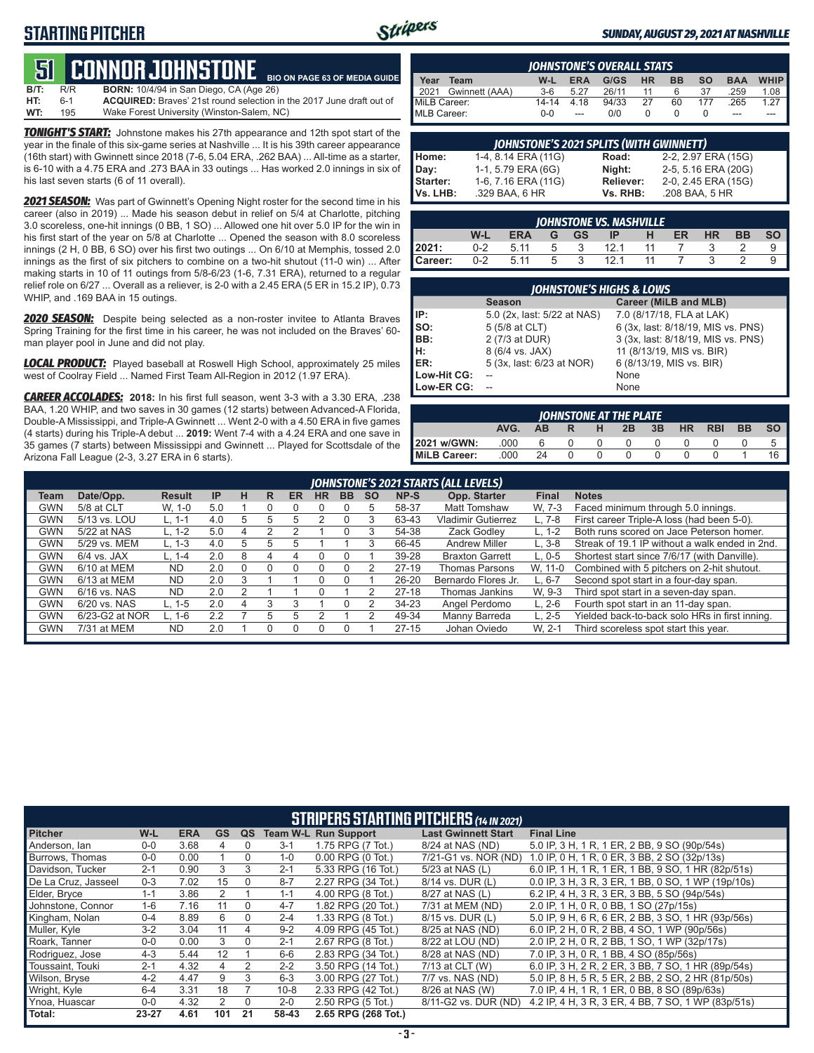## STARTING PITCHER

*SUNDAY, AUGUST 29, 2021 AT NASHVILLE*

# 51 CONNOR JOHNSTONE

BIO ON PAGE 63 OF MEDIA GUIDE

**B/T:** R/R **BORN:** 10/4/94 in San Diego, CA (Age 26)
**HT:** 6-1 **ACQUIRED:** Braves' 21st round selection in the 2017 June draft out of
**WT:** 195 Wake Forest University (Winston-Salem, NC)

***TONIGHT'S START:*** Johnstone makes his 27th appearance and 12th spot start of the year in the finale of this six-game series at Nashville ... It is his 39th career appearance (16th start) with Gwinnett since 2018 (7-6, 5.04 ERA, .262 BAA) ... All-time as a starter, is 6-10 with a 4.75 ERA and .273 BAA in 33 outings ... Has worked 2.0 innings in six of his last seven starts (6 of 11 overall).

***2021 SEASON:*** Was part of Gwinnett's Opening Night roster for the second time in his career (also in 2019) ... Made his season debut in relief on 5/4 at Charlotte, pitching 3.0 scoreless, one-hit innings (0 BB, 1 SO) ... Allowed one hit over 5.0 IP for the win in his first start of the year on 5/8 at Charlotte ... Opened the season with 8.0 scoreless innings (2 H, 0 BB, 6 SO) over his first two outings ... On 6/10 at Memphis, tossed 2.0 innings as the first of six pitchers to combine on a two-hit shutout (11-0 win) ... After making starts in 10 of 11 outings from 5/8-6/23 (1-6, 7.31 ERA), returned to a regular relief role on 6/27 ... Overall as a reliever, is 2-0 with a 2.45 ERA (5 ER in 15.2 IP), 0.73 WHIP, and .169 BAA in 15 outings.

***2020 SEASON:*** Despite being selected as a non-roster invitee to Atlanta Braves Spring Training for the first time in his career, he was not included on the Braves' 60-man player pool in June and did not play.

***LOCAL PRODUCT:*** Played baseball at Roswell High School, approximately 25 miles west of Coolray Field ... Named First Team All-Region in 2012 (1.97 ERA).

***CAREER ACCOLADES:*** **2018:** In his first full season, went 3-3 with a 3.30 ERA, .238 BAA, 1.20 WHIP, and two saves in 30 games (12 starts) between Advanced-A Florida, Double-A Mississippi, and Triple-A Gwinnett ... Went 2-0 with a 4.50 ERA in five games (4 starts) during his Triple-A debut ... **2019:** Went 7-4 with a 4.24 ERA and one save in 35 games (7 starts) between Mississippi and Gwinnett ... Played for Scottsdale of the Arizona Fall League (2-3, 3.27 ERA in 6 starts).

### JOHNSTONE'S OVERALL STATS

| Year | Team | W-L | ERA | G/GS | HR | BB | SO | BAA | WHIP |
|---|---|---|---|---|---|---|---|---|---|
| 2021 | Gwinnett (AAA) | 3-6 | 5.27 | 26/11 | 11 | 6 | 37 | .259 | 1.08 |
| MiLB Career: | | 14-14 | 4.18 | 94/33 | 27 | 60 | 177 | .265 | 1.27 |
| MLB Career: | | 0-0 | --- | 0/0 | 0 | 0 | 0 | --- | --- |

### JOHNSTONE'S 2021 SPLITS (WITH GWINNETT)

| | | | |
|---|---|---|---|
| Home: | 1-4, 8.14 ERA (11G) | Road: | 2-2, 2.97 ERA (15G) |
| Day: | 1-1, 5.79 ERA (6G) | Night: | 2-5, 5.16 ERA (20G) |
| Starter: | 1-6, 7.16 ERA (11G) | Reliever: | 2-0, 2.45 ERA (15G) |
| Vs. LHB: | .329 BAA, 6 HR | Vs. RHB: | .208 BAA, 5 HR |

### JOHNSTONE VS. NASHVILLE

| | W-L | ERA | G | GS | IP | H | ER | HR | BB | SO |
|---|---|---|---|---|---|---|---|---|---|---|
| 2021: | 0-2 | 5.11 | 5 | 3 | 12.1 | 11 | 7 | 3 | 2 | 9 |
| Career: | 0-2 | 5.11 | 5 | 3 | 12.1 | 11 | 7 | 3 | 2 | 9 |

### JOHNSTONE'S HIGHS & LOWS

| | Season | Career (MiLB and MLB) |
|---|---|---|
| IP: | 5.0 (2x, last: 5/22 at NAS) | 7.0 (8/17/18, FLA at LAK) |
| SO: | 5 (5/8 at CLT) | 6 (3x, last: 8/18/19, MIS vs. PNS) |
| BB: | 2 (7/3 at DUR) | 3 (3x, last: 8/18/19, MIS vs. PNS) |
| H: | 8 (6/4 vs. JAX) | 11 (8/13/19, MIS vs. BIR) |
| ER: | 5 (3x, last: 6/23 at NOR) | 6 (8/13/19, MIS vs. BIR) |
| Low-Hit CG: | -- | None |
| Low-ER CG: | -- | None |

### JOHNSTONE AT THE PLATE

| | AVG. | AB | R | H | 2B | 3B | HR | RBI | BB | SO |
|---|---|---|---|---|---|---|---|---|---|---|
| 2021 w/GWN: | .000 | 6 | 0 | 0 | 0 | 0 | 0 | 0 | 0 | 5 |
| MiLB Career: | .000 | 24 | 0 | 0 | 0 | 0 | 0 | 0 | 1 | 16 |

### JOHNSTONE'S 2021 STARTS (ALL LEVELS)

| Team | Date/Opp. | Result | IP | H | R | ER | HR | BB | SO | NP-S | Opp. Starter | Final | Notes |
|---|---|---|---|---|---|---|---|---|---|---|---|---|---|
| GWN | 5/8 at CLT | W, 1-0 | 5.0 | 1 | 0 | 0 | 0 | 0 | 5 | 58-37 | Matt Tomshaw | W, 7-3 | Faced minimum through 5.0 innings. |
| GWN | 5/13 vs. LOU | L, 1-1 | 4.0 | 5 | 5 | 5 | 2 | 0 | 3 | 63-43 | Vladimir Gutierrez | L, 7-8 | First career Triple-A loss (had been 5-0). |
| GWN | 5/22 at NAS | L, 1-2 | 5.0 | 4 | 2 | 2 | 1 | 0 | 3 | 54-38 | Zack Godley | L, 1-2 | Both runs scored on Jace Peterson homer. |
| GWN | 5/29 vs. MEM | L, 1-3 | 4.0 | 5 | 5 | 5 | 1 | 1 | 3 | 66-45 | Andrew Miller | L, 3-8 | Streak of 19.1 IP without a walk ended in 2nd. |
| GWN | 6/4 vs. JAX | L, 1-4 | 2.0 | 8 | 4 | 4 | 0 | 0 | 1 | 39-28 | Braxton Garrett | L, 0-5 | Shortest start since 7/6/17 (with Danville). |
| GWN | 6/10 at MEM | ND | 2.0 | 0 | 0 | 0 | 0 | 0 | 2 | 27-19 | Thomas Parsons | W, 11-0 | Combined with 5 pitchers on 2-hit shutout. |
| GWN | 6/13 at MEM | ND | 2.0 | 3 | 1 | 1 | 0 | 0 | 1 | 26-20 | Bernardo Flores Jr. | L, 6-7 | Second spot start in a four-day span. |
| GWN | 6/16 vs. NAS | ND | 2.0 | 2 | 1 | 1 | 0 | 1 | 2 | 27-18 | Thomas Jenkins | W, 9-3 | Third spot start in a seven-day span. |
| GWN | 6/20 vs. NAS | L, 1-5 | 2.0 | 4 | 3 | 3 | 1 | 0 | 2 | 34-23 | Angel Perdomo | L, 2-6 | Fourth spot start in an 11-day span. |
| GWN | 6/23-G2 at NOR | L, 1-6 | 2.2 | 7 | 5 | 5 | 2 | 1 | 2 | 49-34 | Manny Barreda | L, 2-5 | Yielded back-to-back solo HRs in first inning. |
| GWN | 7/31 at MEM | ND | 2.0 | 1 | 0 | 0 | 0 | 0 | 1 | 27-15 | Johan Oviedo | W, 2-1 | Third scoreless spot start this year. |

### STRIPERS STARTING PITCHERS (14 IN 2021)

| Pitcher | W-L | ERA | GS | QS | Team W-L | Run Support | Last Gwinnett Start | Final Line |
|---|---|---|---|---|---|---|---|---|
| Anderson, Ian | 0-0 | 3.68 | 4 | 0 | 3-1 | 1.75 RPG (7 Tot.) | 8/24 at NAS (ND) | 5.0 IP, 3 H, 1 R, 1 ER, 2 BB, 9 SO (90p/54s) |
| Burrows, Thomas | 0-0 | 0.00 | 1 | 0 | 1-0 | 0.00 RPG (0 Tot.) | 7/21-G1 vs. NOR (ND) | 1.0 IP, 0 H, 1 R, 0 ER, 3 BB, 2 SO (32p/13s) |
| Davidson, Tucker | 2-1 | 0.90 | 3 | 3 | 2-1 | 5.33 RPG (16 Tot.) | 5/23 at NAS (L) | 6.0 IP, 1 H, 1 R, 1 ER, 1 BB, 9 SO, 1 HR (82p/51s) |
| De La Cruz, Jasseel | 0-3 | 7.02 | 15 | 0 | 8-7 | 2.27 RPG (34 Tot.) | 8/14 vs. DUR (L) | 0.0 IP, 3 H, 3 R, 3 ER, 1 BB, 0 SO, 1 WP (19p/10s) |
| Elder, Bryce | 1-1 | 3.86 | 2 | 1 | 1-1 | 4.00 RPG (8 Tot.) | 8/27 at NAS (L) | 6.2 IP, 4 H, 3 R, 3 ER, 3 BB, 5 SO (94p/54s) |
| Johnstone, Connor | 1-6 | 7.16 | 11 | 0 | 4-7 | 1.82 RPG (20 Tot.) | 7/31 at MEM (ND) | 2.0 IP, 1 H, 0 R, 0 BB, 1 SO (27p/15s) |
| Kingham, Nolan | 0-4 | 8.89 | 6 | 0 | 2-4 | 1.33 RPG (8 Tot.) | 8/15 vs. DUR (L) | 5.0 IP, 9 H, 6 R, 6 ER, 2 BB, 3 SO, 1 HR (93p/56s) |
| Muller, Kyle | 3-2 | 3.04 | 11 | 4 | 9-2 | 4.09 RPG (45 Tot.) | 8/25 at NAS (ND) | 6.0 IP, 2 H, 0 R, 2 BB, 4 SO, 1 WP (90p/56s) |
| Roark, Tanner | 0-0 | 0.00 | 3 | 0 | 2-1 | 2.67 RPG (8 Tot.) | 8/22 at LOU (ND) | 2.0 IP, 2 H, 0 R, 2 BB, 1 SO, 1 WP (32p/17s) |
| Rodriguez, Jose | 4-3 | 5.44 | 12 | 1 | 6-6 | 2.83 RPG (34 Tot.) | 8/28 at NAS (ND) | 7.0 IP, 3 H, 0 R, 1 BB, 4 SO (85p/56s) |
| Toussaint, Touki | 2-1 | 4.32 | 4 | 2 | 2-2 | 3.50 RPG (14 Tot.) | 7/13 at CLT (W) | 6.0 IP, 3 H, 2 R, 2 ER, 3 BB, 7 SO, 1 HR (89p/54s) |
| Wilson, Bryse | 4-2 | 4.47 | 9 | 3 | 6-3 | 3.00 RPG (27 Tot.) | 7/7 vs. NAS (ND) | 5.0 IP, 8 H, 5 R, 5 ER, 2 BB, 2 SO, 2 HR (81p/50s) |
| Wright, Kyle | 6-4 | 3.31 | 18 | 7 | 10-8 | 2.33 RPG (42 Tot.) | 8/26 at NAS (W) | 7.0 IP, 4 H, 1 R, 1 ER, 0 BB, 8 SO (89p/63s) |
| Ynoa, Huascar | 0-0 | 4.32 | 2 | 0 | 2-0 | 2.50 RPG (5 Tot.) | 8/11-G2 vs. DUR (ND) | 4.2 IP, 4 H, 3 R, 3 ER, 4 BB, 7 SO, 1 WP (83p/51s) |
| **Total:** | **23-27** | **4.61** | **101** | **21** | **58-43** | **2.65 RPG (268 Tot.)** | | |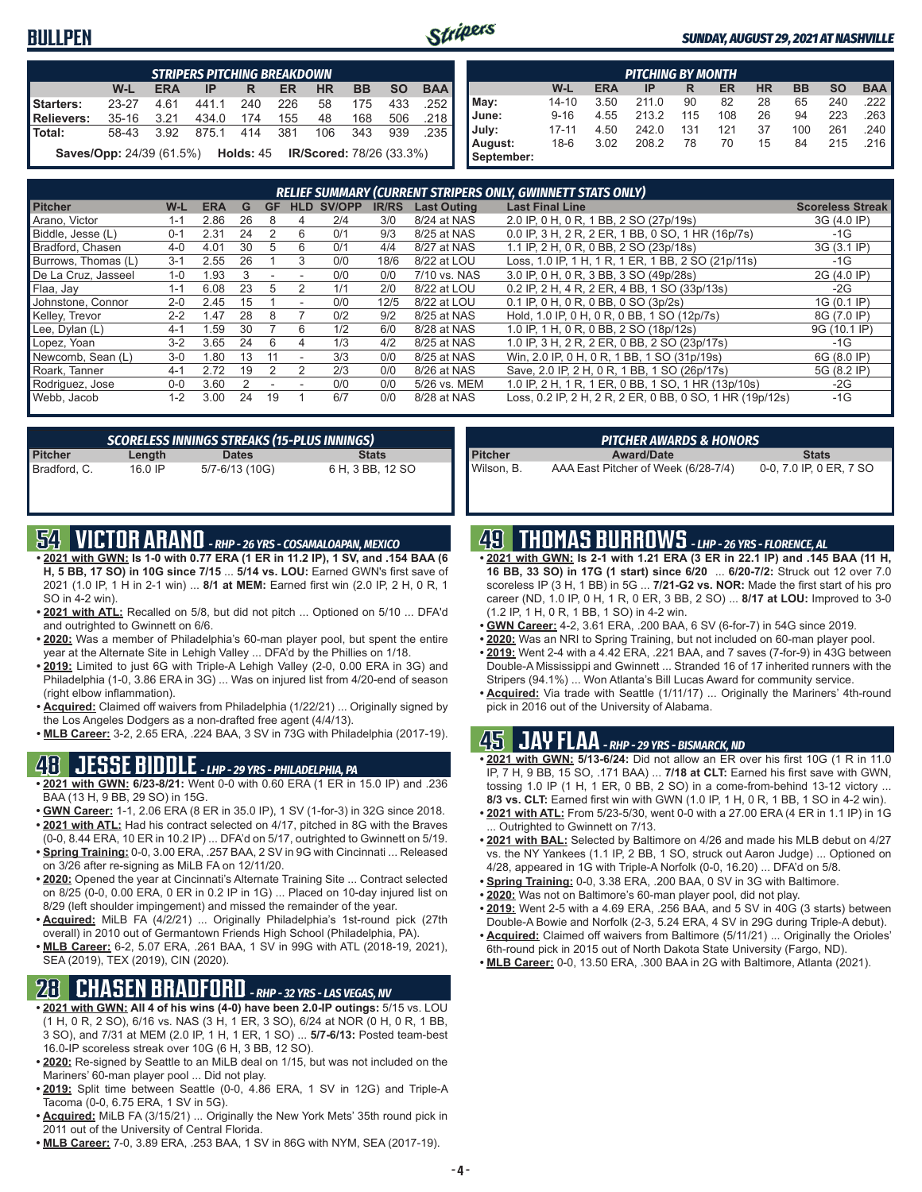# BULLPEN

*SUNDAY, AUGUST 29, 2021 AT NASHVILLE*

| STRIPERS PITCHING BREAKDOWN | W-L | ERA | IP | R | ER | HR | BB | SO | BAA |
|---|---|---|---|---|---|---|---|---|---|
| Starters: | 23-27 | 4.61 | 441.1 | 240 | 226 | 58 | 175 | 433 | .252 |
| Relievers: | 35-16 | 3.21 | 434.0 | 174 | 155 | 48 | 168 | 506 | .218 |
| Total: | 58-43 | 3.92 | 875.1 | 414 | 381 | 106 | 343 | 939 | .235 |

**Saves/Opp:** 24/39 (61.5%) **Holds:** 45 **IR/Scored:** 78/26 (33.3%)

| PITCHING BY MONTH | W-L | ERA | IP | R | ER | HR | BB | SO | BAA |
|---|---|---|---|---|---|---|---|---|---|
| May: | 14-10 | 3.50 | 211.0 | 90 | 82 | 28 | 65 | 240 | .222 |
| June: | 9-16 | 4.55 | 213.2 | 115 | 108 | 26 | 94 | 223 | .263 |
| July: | 17-11 | 4.50 | 242.0 | 131 | 121 | 37 | 100 | 261 | .240 |
| August: | 18-6 | 3.02 | 208.2 | 78 | 70 | 15 | 84 | 215 | .216 |
| September: | | | | | | | | | |

### RELIEF SUMMARY (CURRENT STRIPERS ONLY, GWINNETT STATS ONLY)

| Pitcher | W-L | ERA | G | GF | HLD | SV/OPP | IR/RS | Last Outing | Last Final Line | Scoreless Streak |
|---|---|---|---|---|---|---|---|---|---|---|
| Arano, Victor | 1-1 | 2.86 | 26 | 8 | 4 | 2/4 | 3/0 | 8/24 at NAS | 2.0 IP, 0 H, 0 R, 1 BB, 2 SO (27p/19s) | 3G (4.0 IP) |
| Biddle, Jesse (L) | 0-1 | 2.31 | 24 | 2 | 6 | 0/1 | 9/3 | 8/25 at NAS | 0.0 IP, 3 H, 2 R, 2 ER, 1 BB, 0 SO, 1 HR (16p/7s) | -1G |
| Bradford, Chasen | 4-0 | 4.01 | 30 | 5 | 6 | 0/1 | 4/4 | 8/27 at NAS | 1.1 IP, 2 H, 0 R, 0 BB, 2 SO (23p/18s) | 3G (3.1 IP) |
| Burrows, Thomas (L) | 3-1 | 2.55 | 26 | 1 | 3 | 0/0 | 18/6 | 8/22 at LOU | Loss, 1.0 IP, 1 H, 1 R, 1 ER, 1 BB, 2 SO (21p/11s) | -1G |
| De La Cruz, Jasseel | 1-0 | 1.93 | 3 | - | - | 0/0 | 0/0 | 7/10 vs. NAS | 3.0 IP, 0 H, 0 R, 3 BB, 3 SO (49p/28s) | 2G (4.0 IP) |
| Flaa, Jay | 1-1 | 6.08 | 23 | 5 | 2 | 1/1 | 2/0 | 8/22 at LOU | 0.2 IP, 2 H, 4 R, 2 ER, 4 BB, 1 SO (33p/13s) | -2G |
| Johnstone, Connor | 2-0 | 2.45 | 15 | 1 | - | 0/0 | 12/5 | 8/22 at LOU | 0.1 IP, 0 H, 0 R, 0 BB, 0 SO (3p/2s) | 1G (0.1 IP) |
| Kelley, Trevor | 2-2 | 1.47 | 28 | 8 | 7 | 0/2 | 9/2 | 8/25 at NAS | Hold, 1.0 IP, 0 H, 0 R, 0 BB, 1 SO (12p/7s) | 8G (7.0 IP) |
| Lee, Dylan (L) | 4-1 | 1.59 | 30 | 7 | 6 | 1/2 | 6/0 | 8/28 at NAS | 1.0 IP, 1 H, 0 R, 0 BB, 2 SO (18p/12s) | 9G (10.1 IP) |
| Lopez, Yoan | 3-2 | 3.65 | 24 | 6 | 4 | 1/3 | 4/2 | 8/25 at NAS | 1.0 IP, 3 H, 2 R, 2 ER, 0 BB, 2 SO (23p/17s) | -1G |
| Newcomb, Sean (L) | 3-0 | 1.80 | 13 | 11 | - | 3/3 | 0/0 | 8/25 at NAS | Win, 2.0 IP, 0 H, 0 R, 1 BB, 1 SO (31p/19s) | 6G (8.0 IP) |
| Roark, Tanner | 4-1 | 2.72 | 19 | 2 | 2 | 2/3 | 0/0 | 8/26 at NAS | Save, 2.0 IP, 2 H, 0 R, 1 BB, 1 SO (26p/17s) | 5G (8.2 IP) |
| Rodriguez, Jose | 0-0 | 3.60 | 2 | - | - | 0/0 | 0/0 | 5/26 vs. MEM | 1.0 IP, 2 H, 1 R, 1 ER, 0 BB, 1 SO, 1 HR (13p/10s) | -2G |
| Webb, Jacob | 1-2 | 3.00 | 24 | 19 | 1 | 6/7 | 0/0 | 8/28 at NAS | Loss, 0.2 IP, 2 H, 2 R, 2 ER, 0 BB, 0 SO, 1 HR (19p/12s) | -1G |

### SCORELESS INNINGS STREAKS (15-PLUS INNINGS)

| Pitcher | Length | Dates | Stats |
|---|---|---|---|
| Bradford, C. | 16.0 IP | 5/7-6/13 (10G) | 6 H, 3 BB, 12 SO |

### PITCHER AWARDS & HONORS

| Pitcher | Award/Date | Stats |
|---|---|---|
| Wilson, B. | AAA East Pitcher of Week (6/28-7/4) | 0-0, 7.0 IP, 0 ER, 7 SO |

## 54 VICTOR ARANO - RHP - 26 YRS - COSAMALOAPAN, MEXICO

- **2021 with GWN: Is 1-0 with 0.77 ERA (1 ER in 11.2 IP), 1 SV, and .154 BAA (6 H, 5 BB, 17 SO) in 10G since 7/15** ... **5/14 vs. LOU:** Earned GWN's first save of 2021 (1.0 IP, 1 H in 2-1 win) ... **8/1 at MEM:** Earned first win (2.0 IP, 2 H, 0 R, 1 SO in 4-2 win).
- **2021 with ATL:** Recalled on 5/8, but did not pitch ... Optioned on 5/10 ... DFA'd and outrighted to Gwinnett on 6/6.
- **2020:** Was a member of Philadelphia's 60-man player pool, but spent the entire year at the Alternate Site in Lehigh Valley ... DFA'd by the Phillies on 1/18.
- **2019:** Limited to just 6G with Triple-A Lehigh Valley (2-0, 0.00 ERA in 3G) and Philadelphia (1-0, 3.86 ERA in 3G) ... Was on injured list from 4/20-end of season (right elbow inflammation).
- **Acquired:** Claimed off waivers from Philadelphia (1/22/21) ... Originally signed by the Los Angeles Dodgers as a non-drafted free agent (4/4/13).
- **MLB Career:** 3-2, 2.65 ERA, .224 BAA, 3 SV in 73G with Philadelphia (2017-19).

## 48 JESSE BIDDLE - LHP - 29 YRS - PHILADELPHIA, PA

- **2021 with GWN:** 6/23-8/21: Went 0-0 with 0.60 ERA (1 ER in 15.0 IP) and .236 BAA (13 H, 9 BB, 29 SO) in 15G.
- **GWN Career:** 1-1, 2.06 ERA (8 ER in 35.0 IP), 1 SV (1-for-3) in 32G since 2018.
- **2021 with ATL:** Had his contract selected on 4/17, pitched in 8G with the Braves (0-0, 8.44 ERA, 10 ER in 10.2 IP) ... DFA'd on 5/17, outrighted to Gwinnett on 5/19.
- **Spring Training:** 0-0, 3.00 ERA, .257 BAA, 2 SV in 9G with Cincinnati ... Released on 3/26 after re-signing as MiLB FA on 12/11/20.
- **2020:** Opened the year at Cincinnati's Alternate Training Site ... Contract selected on 8/25 (0-0, 0.00 ERA, 0 ER in 0.2 IP in 1G) ... Placed on 10-day injured list on 8/29 (left shoulder impingement) and missed the remainder of the year.
- **Acquired:** MiLB FA (4/2/21) ... Originally Philadelphia's 1st-round pick (27th overall) in 2010 out of Germantown Friends High School (Philadelphia, PA).
- **MLB Career:** 6-2, 5.07 ERA, .261 BAA, 1 SV in 99G with ATL (2018-19, 2021), SEA (2019), TEX (2019), CIN (2020).

## 28 CHASEN BRADFORD - RHP - 32 YRS - LAS VEGAS, NV

- **2021 with GWN: All 4 of his wins (4-0) have been 2.0-IP outings:** 5/15 vs. LOU (1 H, 0 R, 2 SO), 6/16 vs. NAS (3 H, 1 ER, 3 SO), 6/24 at NOR (0 H, 0 R, 1 BB, 3 SO), and 7/31 at MEM (2.0 IP, 1 H, 1 ER, 1 SO) ... **5/7-6/13:** Posted team-best 16.0-IP scoreless streak over 10G (6 H, 3 BB, 12 SO).
- **2020:** Re-signed by Seattle to an MiLB deal on 1/15, but was not included on the Mariners' 60-man player pool ... Did not play.
- **2019:** Split time between Seattle (0-0, 4.86 ERA, 1 SV in 12G) and Triple-A Tacoma (0-0, 6.75 ERA, 1 SV in 5G).
- **Acquired:** MiLB FA (3/15/21) ... Originally the New York Mets' 35th round pick in 2011 out of the University of Central Florida.
- **MLB Career:** 7-0, 3.89 ERA, .253 BAA, 1 SV in 86G with NYM, SEA (2017-19).

## 49 THOMAS BURROWS - LHP - 26 YRS - FLORENCE, AL

- **2021 with GWN: Is 2-1 with 1.21 ERA (3 ER in 22.1 IP) and .145 BAA (11 H, 16 BB, 33 SO) in 17G (1 start) since 6/20** ... **6/20-7/2:** Struck out 12 over 7.0 scoreless IP (3 H, 1 BB) in 5G ... **7/21-G2 vs. NOR:** Made the first start of his pro career (ND, 1.0 IP, 0 H, 1 R, 0 ER, 3 BB, 2 SO) ... **8/17 at LOU:** Improved to 3-0 (1.2 IP, 1 H, 0 R, 1 BB, 1 SO) in 4-2 win.
- **GWN Career:** 4-2, 3.61 ERA, .200 BAA, 6 SV (6-for-7) in 54G since 2019.
- **2020:** Was an NRI to Spring Training, but not included on 60-man player pool.
- **2019:** Went 2-4 with a 4.42 ERA, .221 BAA, and 7 saves (7-for-9) in 43G between Double-A Mississippi and Gwinnett ... Stranded 16 of 17 inherited runners with the Stripers (94.1%) ... Won Atlanta's Bill Lucas Award for community service.
- **Acquired:** Via trade with Seattle (1/11/17) ... Originally the Mariners' 4th-round pick in 2016 out of the University of Alabama.

## 45 JAY FLAA - RHP - 29 YRS - BISMARCK, ND

- **2021 with GWN: 5/13-6/24:** Did not allow an ER over his first 10G (1 R in 11.0 IP, 7 H, 9 BB, 15 SO, .171 BAA) ... **7/18 at CLT:** Earned his first save with GWN, tossing 1.0 IP (1 H, 1 ER, 0 BB, 2 SO) in a come-from-behind 13-12 victory ... **8/3 vs. CLT:** Earned first win with GWN (1.0 IP, 1 H, 0 R, 1 BB, 1 SO in 4-2 win).
- **2021 with ATL:** From 5/23-5/30, went 0-0 with a 27.00 ERA (4 ER in 1.1 IP) in 1G ... Outrighted to Gwinnett on 7/13.
- **2021 with BAL:** Selected by Baltimore on 4/26 and made his MLB debut on 4/27 vs. the NY Yankees (1.1 IP, 2 BB, 1 SO, struck out Aaron Judge) ... Optioned on 4/28, appeared in 1G with Triple-A Norfolk (0-0, 16.20) ... DFA'd on 5/8.
- **Spring Training:** 0-0, 3.38 ERA, .200 BAA, 0 SV in 3G with Baltimore.
- **2020:** Was not on Baltimore's 60-man player pool, did not play.
- **2019:** Went 2-5 with a 4.69 ERA, .256 BAA, and 5 SV in 40G (3 starts) between Double-A Bowie and Norfolk (2-3, 5.24 ERA, 4 SV in 29G during Triple-A debut).
- **Acquired:** Claimed off waivers from Baltimore (5/11/21) ... Originally the Orioles' 6th-round pick in 2015 out of North Dakota State University (Fargo, ND).
- **MLB Career:** 0-0, 13.50 ERA, .300 BAA in 2G with Baltimore, Atlanta (2021).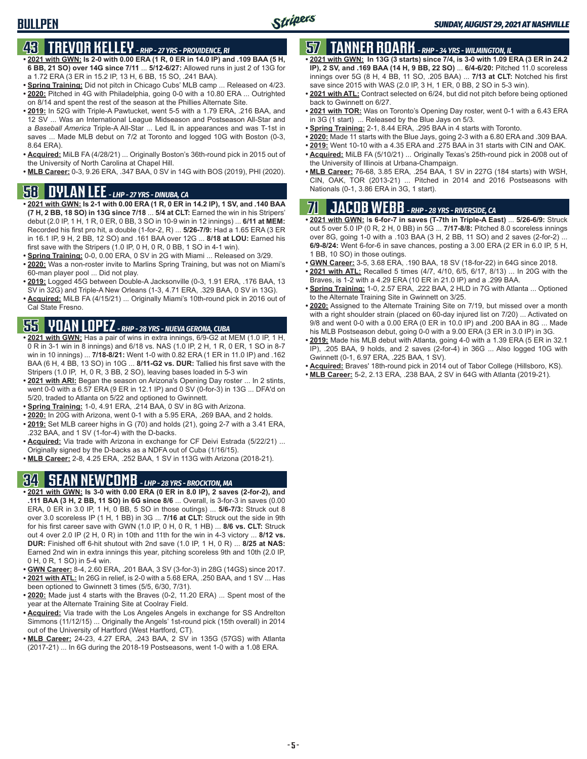## 43 TREVOR KELLEY - *RHP - 27 YRS - PROVIDENCE, RI*

- **2021 with GWN: Is 2-0 with 0.00 ERA (1 R, 0 ER in 14.0 IP) and .109 BAA (5 H, 6 BB, 21 SO) over 14G since 7/11** ... **5/12-6/27:** Allowed runs in just 2 of 13G for a 1.72 ERA (3 ER in 15.2 IP, 13 H, 6 BB, 15 SO, .241 BAA).
- **Spring Training:** Did not pitch in Chicago Cubs' MLB camp ... Released on 4/23.
- **2020:** Pitched in 4G with Philadelphia, going 0-0 with a 10.80 ERA ... Outrighted on 8/14 and spent the rest of the season at the Phillies Alternate Site.
- **2019:** In 52G with Triple-A Pawtucket, went 5-5 with a 1.79 ERA, .216 BAA, and 12 SV ... Was an International League Midseason and Postseason All-Star and a *Baseball America* Triple-A All-Star ... Led IL in appearances and was T-1st in saves ... Made MLB debut on 7/2 at Toronto and logged 10G with Boston (0-3, 8.64 ERA).
- **Acquired:** MiLB FA (4/28/21) ... Originally Boston's 36th-round pick in 2015 out of the University of North Carolina at Chapel Hill.
- **MLB Career:** 0-3, 9.26 ERA, .347 BAA, 0 SV in 14G with BOS (2019), PHI (2020).

## 58 DYLAN LEE - *LHP - 27 YRS - DINUBA, CA*

- **2021 with GWN: Is 2-1 with 0.00 ERA (1 R, 0 ER in 14.2 IP), 1 SV, and .140 BAA (7 H, 2 BB, 18 SO) in 13G since 7/18** ... **5/4 at CLT:** Earned the win in his Stripers' debut (2.0 IP, 1 H, 1 R, 0 ER, 0 BB, 3 SO in 10-9 win in 12 innings) ... **6/11 at MEM:** Recorded his first pro hit, a double (1-for-2, R) ... **5/26-7/9:** Had a 1.65 ERA (3 ER in 16.1 IP, 9 H, 2 BB, 12 SO) and .161 BAA over 12G ... **8/18 at LOU:** Earned his first save with the Stripers (1.0 IP, 0 H, 0 R, 0 BB, 1 SO in 4-1 win).
- **Spring Training:** 0-0, 0.00 ERA, 0 SV in 2G with Miami ... Released on 3/29.
- **2020:** Was a non-roster invite to Marlins Spring Training, but was not on Miami's 60-man player pool ... Did not play.
- **2019:** Logged 45G between Double-A Jacksonville (0-3, 1.91 ERA, .176 BAA, 13 SV in 32G) and Triple-A New Orleans (1-3, 4.71 ERA, .329 BAA, 0 SV in 13G).
- **Acquired:** MiLB FA (4/15/21) ... Originally Miami's 10th-round pick in 2016 out of Cal State Fresno.

## 55 YOAN LOPEZ - *RHP - 28 YRS - NUEVA GERONA, CUBA*

- **2021 with GWN:** Has a pair of wins in extra innings, 6/9-G2 at MEM (1.0 IP, 1 H, 0 R in 3-1 win in 8 innings) and 6/18 vs. NAS (1.0 IP, 2 H, 1 R, 0 ER, 1 SO in 8-7 win in 10 innings) ... **7/18-8/21:** Went 1-0 with 0.82 ERA (1 ER in 11.0 IP) and .162 BAA (6 H, 4 BB, 13 SO) in 10G ... **8/11-G2 vs. DUR:** Tallied his first save with the Stripers (1.0 IP, H, 0 R, 3 BB, 2 SO), leaving bases loaded in 5-3 win
- **2021 with ARI:** Began the season on Arizona's Opening Day roster ... In 2 stints, went 0-0 with a 6.57 ERA (9 ER in 12.1 IP) and 0 SV (0-for-3) in 13G ... DFA'd on 5/20, traded to Atlanta on 5/22 and optioned to Gwinnett.
- **Spring Training:** 1-0, 4.91 ERA, .214 BAA, 0 SV in 8G with Arizona.
- **2020:** In 20G with Arizona, went 0-1 with a 5.95 ERA, .269 BAA, and 2 holds.
- **2019:** Set MLB career highs in G (70) and holds (21), going 2-7 with a 3.41 ERA, .232 BAA, and 1 SV (1-for-4) with the D-backs.
- **Acquired:** Via trade with Arizona in exchange for CF Deivi Estrada (5/22/21) ... Originally signed by the D-backs as a NDFA out of Cuba (1/16/15).
- **MLB Career:** 2-8, 4.25 ERA, .252 BAA, 1 SV in 113G with Arizona (2018-21).

## 34 SEAN NEWCOMB - *LHP - 28 YRS - BROCKTON, MA*

- **2021 with GWN: Is 3-0 with 0.00 ERA (0 ER in 8.0 IP), 2 saves (2-for-2), and .111 BAA (3 H, 2 BB, 11 SO) in 6G since 8/6** ... Overall, is 3-for-3 in saves (0.00 ERA, 0 ER in 3.0 IP, 1 H, 0 BB, 5 SO in those outings) ... **5/6-7/3:** Struck out 8 over 3.0 scoreless IP (1 H, 1 BB) in 3G ... **7/16 at CLT:** Struck out the side in 9th for his first career save with GWN (1.0 IP, 0 H, 0 R, 1 HB) ... **8/6 vs. CLT:** Struck out 4 over 2.0 IP (2 H, 0 R) in 10th and 11th for the win in 4-3 victory ... **8/12 vs. DUR:** Finished off 6-hit shutout with 2nd save (1.0 IP, 1 H, 0 R) ... **8/25 at NAS:** Earned 2nd win in extra innings this year, pitching scoreless 9th and 10th (2.0 IP, 0 H, 0 R, 1 SO) in 5-4 win.
- **GWN Career:** 8-4, 2.60 ERA, .201 BAA, 3 SV (3-for-3) in 28G (14GS) since 2017.
- **2021 with ATL:** In 26G in relief, is 2-0 with a 5.68 ERA, .250 BAA, and 1 SV ... Has been optioned to Gwinnett 3 times (5/5, 6/30, 7/31).
- **2020:** Made just 4 starts with the Braves (0-2, 11.20 ERA) ... Spent most of the year at the Alternate Training Site at Coolray Field.
- **Acquired:** Via trade with the Los Angeles Angels in exchange for SS Andrelton Simmons (11/12/15) ... Originally the Angels' 1st-round pick (15th overall) in 2014 out of the University of Hartford (West Hartford, CT).
- **MLB Career:** 24-23, 4.27 ERA, .243 BAA, 2 SV in 135G (57GS) with Atlanta (2017-21) ... In 6G during the 2018-19 Postseasons, went 1-0 with a 1.08 ERA.

## 57 TANNER ROARK - *RHP - 34 YRS - WILMINGTON, IL*

- **2021 with GWN: In 13G (3 starts) since 7/4, is 3-0 with 1.09 ERA (3 ER in 24.2 IP), 2 SV, and .169 BAA (14 H, 9 BB, 22 SO)** ... **6/4-6/20:** Pitched 11.0 scoreless innings over 5G (8 H, 4 BB, 11 SO, .205 BAA) ... **7/13 at CLT:** Notched his first save since 2015 with WAS (2.0 IP, 3 H, 1 ER, 0 BB, 2 SO in 5-3 win).
- **2021 with ATL:** Contract selected on 6/24, but did not pitch before being optioned back to Gwinnett on 6/27.
- **2021 with TOR:** Was on Toronto's Opening Day roster, went 0-1 with a 6.43 ERA in 3G (1 start) ... Released by the Blue Jays on 5/3.
- **Spring Training:** 2-1, 8.44 ERA, .295 BAA in 4 starts with Toronto.
- **2020:** Made 11 starts with the Blue Jays, going 2-3 with a 6.80 ERA and .309 BAA.
- **2019:** Went 10-10 with a 4.35 ERA and .275 BAA in 31 starts with CIN and OAK.
- **Acquired:** MiLB FA (5/10/21) ... Originally Texas's 25th-round pick in 2008 out of the University of Illinois at Urbana-Champaign.
- **MLB Career:** 76-68, 3.85 ERA, .254 BAA, 1 SV in 227G (184 starts) with WSH, CIN, OAK, TOR (2013-21) ... Pitched in 2014 and 2016 Postseasons with Nationals (0-1, 3.86 ERA in 3G, 1 start).

## 71 JACOB WEBB - *RHP - 28 YRS - RIVERSIDE, CA*

- **2021 with GWN:** I**s 6-for-7 in saves (T-7th in Triple-A East)** ... **5/26-6/9:** Struck out 5 over 5.0 IP (0 R, 2 H, 0 BB) in 5G ... **7/17-8/8:** Pitched 8.0 scoreless innings over 8G, going 1-0 with a .103 BAA (3 H, 2 BB, 11 SO) and 2 saves (2-for-2) ... **6/9-8/24:** Went 6-for-6 in save chances, posting a 3.00 ERA (2 ER in 6.0 IP, 5 H, 1 BB, 10 SO) in those outings.
- **GWN Career:** 3-5, 3.68 ERA, .190 BAA, 18 SV (18-for-22) in 64G since 2018.
- **2021 with ATL:** Recalled 5 times (4/7, 4/10, 6/5, 6/17, 8/13) ... In 20G with the Braves, is 1-2 with a 4.29 ERA (10 ER in 21.0 IP) and a .299 BAA.
- **Spring Training:** 1-0, 2.57 ERA, .222 BAA, 2 HLD in 7G with Atlanta ... Optioned to the Alternate Training Site in Gwinnett on 3/25.
- **2020:** Assigned to the Alternate Training Site on 7/19, but missed over a month with a right shoulder strain (placed on 60-day injured list on 7/20) ... Activated on 9/8 and went 0-0 with a 0.00 ERA (0 ER in 10.0 IP) and .200 BAA in 8G ... Made his MLB Postseason debut, going 0-0 with a 9.00 ERA (3 ER in 3.0 IP) in 3G.
- **2019:** Made his MLB debut with Atlanta, going 4-0 with a 1.39 ERA (5 ER in 32.1 IP), .205 BAA, 9 holds, and 2 saves (2-for-4) in 36G ... Also logged 10G with Gwinnett (0-1, 6.97 ERA, .225 BAA, 1 SV).
- **Acquired:** Braves' 18th-round pick in 2014 out of Tabor College (Hillsboro, KS).
- **MLB Career:** 5-2, 2.13 ERA, .238 BAA, 2 SV in 64G with Atlanta (2019-21).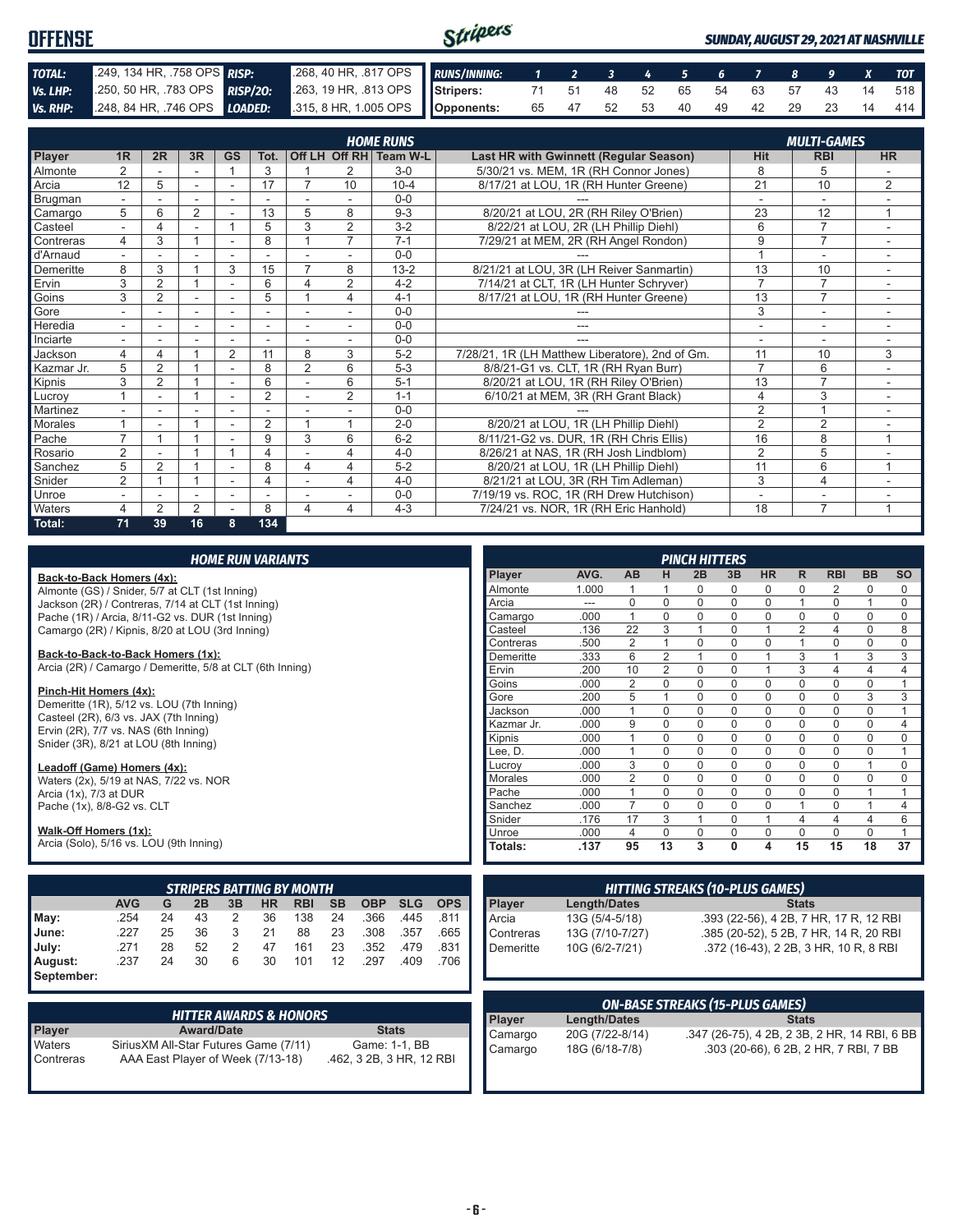# OFFENSE

*SUNDAY, AUGUST 29, 2021 AT NASHVILLE*

| | | | |
|---|---|---|---|
| **TOTAL:** | .249, 134 HR, .758 OPS | **RISP:** | .268, 40 HR, .817 OPS |
| **Vs. LHP:** | .250, 50 HR, .783 OPS | **RISP/2O:** | .263, 19 HR, .813 OPS |
| **Vs. RHP:** | .248, 84 HR, .746 OPS | **LOADED:** | .315, 8 HR, 1.005 OPS |

| RUNS/INNING: | 1 | 2 | 3 | 4 | 5 | 6 | 7 | 8 | 9 | X | TOT |
|---|---|---|---|---|---|---|---|---|---|---|---|
| Stripers: | 71 | 51 | 48 | 52 | 65 | 54 | 63 | 57 | 43 | 14 | 518 |
| Opponents: | 65 | 47 | 52 | 53 | 40 | 49 | 42 | 29 | 23 | 14 | 414 |

## HOME RUNS / MULTI-GAMES

| Player | 1R | 2R | 3R | GS | Tot. | Off LH | Off RH | Team W-L | Last HR with Gwinnett (Regular Season) | Hit | RBI | HR |
|---|---|---|---|---|---|---|---|---|---|---|---|---|
| Almonte | 2 | - | - | 1 | 3 | 1 | 2 | 3-0 | 5/30/21 vs. MEM, 1R (RH Connor Jones) | 8 | 5 | - |
| Arcia | 12 | 5 | - | - | 17 | 7 | 10 | 10-4 | 8/17/21 at LOU, 1R (RH Hunter Greene) | 21 | 10 | 2 |
| Brugman | - | - | - | - | - | - | - | 0-0 | --- | - | - | - |
| Camargo | 5 | 6 | 2 | - | 13 | 5 | 8 | 9-3 | 8/20/21 at LOU, 2R (RH Riley O'Brien) | 23 | 12 | 1 |
| Casteel | - | 4 | - | 1 | 5 | 3 | 2 | 3-2 | 8/22/21 at LOU, 2R (LH Phillip Diehl) | 6 | 7 | - |
| Contreras | 4 | 3 | 1 | - | 8 | 1 | 7 | 7-1 | 7/29/21 at MEM, 2R (RH Angel Rondon) | 9 | 7 | - |
| d'Arnaud | - | - | - | - | - | - | - | 0-0 | --- | 1 | - | - |
| Demeritte | 8 | 3 | 1 | 3 | 15 | 7 | 8 | 13-2 | 8/21/21 at LOU, 3R (LH Reiver Sanmartin) | 13 | 10 | - |
| Ervin | 3 | 2 | 1 | - | 6 | 4 | 2 | 4-2 | 7/14/21 at CLT, 1R (LH Hunter Schryver) | 7 | 7 | - |
| Goins | 3 | 2 | - | - | 5 | 1 | 4 | 4-1 | 8/17/21 at LOU, 1R (RH Hunter Greene) | 13 | 7 | - |
| Gore | - | - | - | - | - | - | - | 0-0 | --- | 3 | - | - |
| Heredia | - | - | - | - | - | - | - | 0-0 | --- | - | - | - |
| Inciarte | - | - | - | - | - | - | - | 0-0 | --- | - | - | - |
| Jackson | 4 | 4 | 1 | 2 | 11 | 8 | 3 | 5-2 | 7/28/21, 1R (LH Matthew Liberatore), 2nd of Gm. | 11 | 10 | 3 |
| Kazmar Jr. | 5 | 2 | 1 | - | 8 | 2 | 6 | 5-3 | 8/8/21-G1 vs. CLT, 1R (RH Ryan Burr) | 7 | 6 | - |
| Kipnis | 3 | 2 | 1 | - | 6 | - | 6 | 5-1 | 8/20/21 at LOU, 1R (RH Riley O'Brien) | 13 | 7 | - |
| Lucroy | 1 | - | 1 | - | 2 | - | 2 | 1-1 | 6/10/21 at MEM, 3R (RH Grant Black) | 4 | 3 | - |
| Martinez | - | - | - | - | - | - | - | 0-0 | --- | 2 | 1 | - |
| Morales | 1 | - | 1 | - | 2 | 1 | 1 | 2-0 | 8/20/21 at LOU, 1R (LH Phillip Diehl) | 2 | 2 | - |
| Pache | 7 | 1 | 1 | - | 9 | 3 | 6 | 6-2 | 8/11/21-G2 vs. DUR, 1R (RH Chris Ellis) | 16 | 8 | 1 |
| Rosario | 2 | - | 1 | 1 | 4 | - | 4 | 4-0 | 8/26/21 at NAS, 1R (RH Josh Lindblom) | 2 | 5 | - |
| Sanchez | 5 | 2 | 1 | - | 8 | 4 | 4 | 5-2 | 8/20/21 at LOU, 1R (LH Phillip Diehl) | 11 | 6 | 1 |
| Snider | 2 | 1 | 1 | - | 4 | - | 4 | 4-0 | 8/21/21 at LOU, 3R (RH Tim Adleman) | 3 | 4 | - |
| Unroe | - | - | - | - | - | - | - | 0-0 | 7/19/19 vs. ROC, 1R (RH Drew Hutchison) | - | - | - |
| Waters | 4 | 2 | 2 | - | 8 | 4 | 4 | 4-3 | 7/24/21 vs. NOR, 1R (RH Eric Hanhold) | 18 | 7 | 1 |
| **Total:** | **71** | **39** | **16** | **8** | **134** | | | | | | | |

## HOME RUN VARIANTS

**Back-to-Back Homers (4x):**
Almonte (GS) / Snider, 5/7 at CLT (1st Inning)
Jackson (2R) / Contreras, 7/14 at CLT (1st Inning)
Pache (1R) / Arcia, 8/11-G2 vs. DUR (1st Inning)
Camargo (2R) / Kipnis, 8/20 at LOU (3rd Inning)

**Back-to-Back-to-Back Homers (1x):**
Arcia (2R) / Camargo / Demeritte, 5/8 at CLT (6th Inning)

**Pinch-Hit Homers (4x):**
Demeritte (1R), 5/12 vs. LOU (7th Inning)
Casteel (2R), 6/3 vs. JAX (7th Inning)
Ervin (2R), 7/7 vs. NAS (6th Inning)
Snider (3R), 8/21 at LOU (8th Inning)

**Leadoff (Game) Homers (4x):**
Waters (2x), 5/19 at NAS, 7/22 vs. NOR
Arcia (1x), 7/3 at DUR
Pache (1x), 8/8-G2 vs. CLT

**Walk-Off Homers (1x):**
Arcia (Solo), 5/16 vs. LOU (9th Inning)

## PINCH HITTERS

| Player | AVG. | AB | H | 2B | 3B | HR | R | RBI | BB | SO |
|---|---|---|---|---|---|---|---|---|---|---|
| Almonte | 1.000 | 1 | 1 | 0 | 0 | 0 | 0 | 2 | 0 | 0 |
| Arcia | --- | 0 | 0 | 0 | 0 | 0 | 1 | 0 | 1 | 0 |
| Camargo | .000 | 1 | 0 | 0 | 0 | 0 | 0 | 0 | 0 | 0 |
| Casteel | .136 | 22 | 3 | 1 | 0 | 1 | 2 | 4 | 0 | 8 |
| Contreras | .500 | 2 | 1 | 0 | 0 | 0 | 1 | 0 | 0 | 0 |
| Demeritte | .333 | 6 | 2 | 1 | 0 | 1 | 3 | 1 | 3 | 3 |
| Ervin | .200 | 10 | 2 | 0 | 0 | 1 | 3 | 4 | 4 | 4 |
| Goins | .000 | 2 | 0 | 0 | 0 | 0 | 0 | 0 | 0 | 1 |
| Gore | .200 | 5 | 1 | 0 | 0 | 0 | 0 | 0 | 3 | 3 |
| Jackson | .000 | 1 | 0 | 0 | 0 | 0 | 0 | 0 | 0 | 1 |
| Kazmar Jr. | .000 | 9 | 0 | 0 | 0 | 0 | 0 | 0 | 0 | 4 |
| Kipnis | .000 | 1 | 0 | 0 | 0 | 0 | 0 | 0 | 0 | 0 |
| Lee, D. | .000 | 1 | 0 | 0 | 0 | 0 | 0 | 0 | 0 | 1 |
| Lucroy | .000 | 3 | 0 | 0 | 0 | 0 | 0 | 0 | 1 | 0 |
| Morales | .000 | 2 | 0 | 0 | 0 | 0 | 0 | 0 | 0 | 0 |
| Pache | .000 | 1 | 0 | 0 | 0 | 0 | 0 | 0 | 1 | 1 |
| Sanchez | .000 | 7 | 0 | 0 | 0 | 0 | 1 | 0 | 1 | 4 |
| Snider | .176 | 17 | 3 | 1 | 0 | 1 | 4 | 4 | 4 | 6 |
| Unroe | .000 | 4 | 0 | 0 | 0 | 0 | 0 | 0 | 0 | 1 |
| **Totals:** | **.137** | **95** | **13** | **3** | **0** | **4** | **15** | **15** | **18** | **37** |

## STRIPERS BATTING BY MONTH

| | AVG | G | 2B | 3B | HR | RBI | SB | OBP | SLG | OPS |
|---|---|---|---|---|---|---|---|---|---|---|
| May: | .254 | 24 | 43 | 2 | 36 | 138 | 24 | .366 | .445 | .811 |
| June: | .227 | 25 | 36 | 3 | 21 | 88 | 23 | .308 | .357 | .665 |
| July: | .271 | 28 | 52 | 2 | 47 | 161 | 23 | .352 | .479 | .831 |
| August: | .237 | 24 | 30 | 6 | 30 | 101 | 12 | .297 | .409 | .706 |
| September: | | | | | | | | | | |

## HITTING STREAKS (10-PLUS GAMES)

| Player | Length/Dates | Stats |
|---|---|---|
| Arcia | 13G (5/4-5/18) | .393 (22-56), 4 2B, 7 HR, 17 R, 12 RBI |
| Contreras | 13G (7/10-7/27) | .385 (20-52), 5 2B, 7 HR, 14 R, 20 RBI |
| Demeritte | 10G (6/2-7/21) | .372 (16-43), 2 2B, 3 HR, 10 R, 8 RBI |

## HITTER AWARDS & HONORS

| Player | Award/Date | Stats |
|---|---|---|
| Waters | SiriusXM All-Star Futures Game (7/11) | Game: 1-1, BB |
| Contreras | AAA East Player of Week (7/13-18) | .462, 3 2B, 3 HR, 12 RBI |

## ON-BASE STREAKS (15-PLUS GAMES)

| Player | Length/Dates | Stats |
|---|---|---|
| Camargo | 20G (7/22-8/14) | .347 (26-75), 4 2B, 2 3B, 2 HR, 14 RBI, 6 BB |
| Camargo | 18G (6/18-7/8) | .303 (20-66), 6 2B, 2 HR, 7 RBI, 7 BB |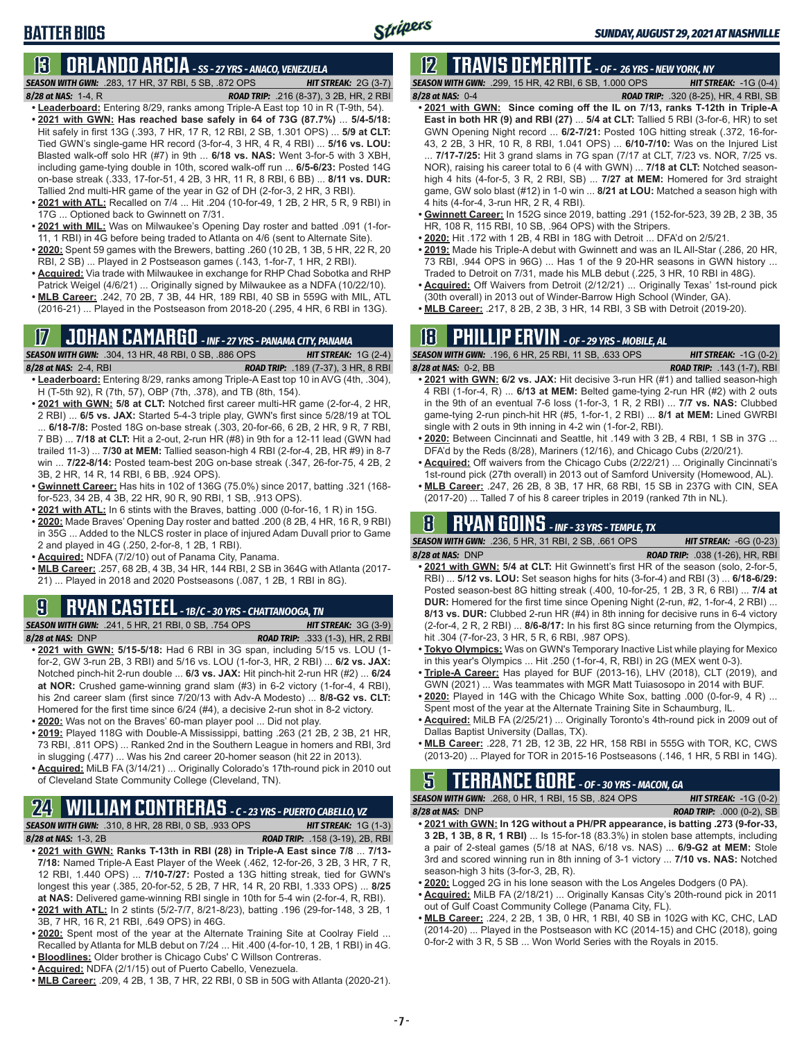## BATTER BIOS

*SUNDAY, AUGUST 29, 2021 AT NASHVILLE*

### 13 ORLANDO ARCIA - SS - 27 YRS - ANACO, VENEZUELA

**SEASON WITH GWN:** .283, 17 HR, 37 RBI, 5 SB, .872 OPS **HIT STREAK:** 2G (3-7)
**8/28 at NAS:** 1-4, R **ROAD TRIP:** .216 (8-37), 3 2B, HR, 2 RBI

- **Leaderboard:** Entering 8/29, ranks among Triple-A East top 10 in R (T-9th, 54).
- **2021 with GWN: Has reached base safely in 64 of 73G (87.7%)** ... **5/4-5/18:** Hit safely in first 13G (.393, 7 HR, 17 R, 12 RBI, 2 SB, 1.301 OPS) ... **5/9 at CLT:** Tied GWN's single-game HR record (3-for-4, 3 HR, 4 R, 4 RBI) ... **5/16 vs. LOU:** Blasted walk-off solo HR (#7) in 9th ... **6/18 vs. NAS:** Went 3-for-5 with 3 XBH, including game-tying double in 10th, scored walk-off run ... **6/5-6/23:** Posted 14G on-base streak (.333, 17-for-51, 4 2B, 3 HR, 11 R, 8 RBI, 6 BB) ... **8/11 vs. DUR:** Tallied 2nd multi-HR game of the year in G2 of DH (2-for-3, 2 HR, 3 RBI).
- **2021 with ATL:** Recalled on 7/4 ... Hit .204 (10-for-49, 1 2B, 2 HR, 5 R, 9 RBI) in 17G ... Optioned back to Gwinnett on 7/31.
- **2021 with MIL:** Was on Milwaukee's Opening Day roster and batted .091 (1-for-11, 1 RBI) in 4G before being traded to Atlanta on 4/6 (sent to Alternate Site).
- **2020:** Spent 59 games with the Brewers, batting .260 (10 2B, 1 3B, 5 HR, 22 R, 20 RBI, 2 SB) ... Played in 2 Postseason games (.143, 1-for-7, 1 HR, 2 RBI).
- **Acquired:** Via trade with Milwaukee in exchange for RHP Chad Sobotka and RHP Patrick Weigel (4/6/21) ... Originally signed by Milwaukee as a NDFA (10/22/10).
- **MLB Career:** .242, 70 2B, 7 3B, 44 HR, 189 RBI, 40 SB in 559G with MIL, ATL (2016-21) ... Played in the Postseason from 2018-20 (.295, 4 HR, 6 RBI in 13G).

### 17 JOHAN CAMARGO - INF - 27 YRS - PANAMA CITY, PANAMA

**SEASON WITH GWN:** .304, 13 HR, 48 RBI, 0 SB, .886 OPS **HIT STREAK:** 1G (2-4)
**8/28 at NAS:** 2-4, RBI **ROAD TRIP:** .189 (7-37), 3 HR, 8 RBI

- **Leaderboard:** Entering 8/29, ranks among Triple-A East top 10 in AVG (4th, .304), H (T-5th 92), R (7th, 57), OBP (7th, .378), and TB (8th, 154).
- **2021 with GWN: 5/8 at CLT:** Notched first career multi-HR game (2-for-4, 2 HR, 2 RBI) ... **6/5 vs. JAX:** Started 5-4-3 triple play, GWN's first since 5/28/19 at TOL ... **6/18-7/8:** Posted 18G on-base streak (.303, 20-for-66, 6 2B, 2 HR, 9 R, 7 RBI, 7 BB) ... **7/18 at CLT:** Hit a 2-out, 2-run HR (#8) in 9th for a 12-11 lead (GWN had trailed 11-3) ... **7/30 at MEM:** Tallied season-high 4 RBI (2-for-4, 2B, HR #9) in 8-7 win ... **7/22-8/14:** Posted team-best 20G on-base streak (.347, 26-for-75, 4 2B, 2 3B, 2 HR, 14 R, 14 RBI, 6 BB, .924 OPS).
- **Gwinnett Career:** Has hits in 102 of 136G (75.0%) since 2017, batting .321 (168-for-523, 34 2B, 4 3B, 22 HR, 90 R, 90 RBI, 1 SB, .913 OPS).
- **2021 with ATL:** In 6 stints with the Braves, batting .000 (0-for-16, 1 R) in 15G.
- **2020:** Made Braves' Opening Day roster and batted .200 (8 2B, 4 HR, 16 R, 9 RBI) in 35G ... Added to the NLCS roster in place of injured Adam Duvall prior to Game 2 and played in 4G (.250, 2-for-8, 1 2B, 1 RBI).
- **Acquired:** NDFA (7/2/10) out of Panama City, Panama.
- **MLB Career:** .257, 68 2B, 4 3B, 34 HR, 144 RBI, 2 SB in 364G with Atlanta (2017-21) ... Played in 2018 and 2020 Postseasons (.087, 1 2B, 1 RBI in 8G).

### 9 RYAN CASTEEL - 1B/C - 30 YRS - CHATTANOOGA, TN

**SEASON WITH GWN:** .241, 5 HR, 21 RBI, 0 SB, .754 OPS **HIT STREAK:** 3G (3-9)
**8/28 at NAS:** DNP **ROAD TRIP:** .333 (1-3), HR, 2 RBI

- **2021 with GWN: 5/15-5/18:** Had 6 RBI in 3G span, including 5/15 vs. LOU (1-for-2, GW 3-run 2B, 3 RBI) and 5/16 vs. LOU (1-for-3, HR, 2 RBI) ... **6/2 vs. JAX:** Notched pinch-hit 2-run double ... **6/3 vs. JAX:** Hit pinch-hit 2-run HR (#2) ... **6/24 at NOR:** Crushed game-winning grand slam (#3) in 6-2 victory (1-for-4, 4 RBI), his 2nd career slam (first since 7/20/13 with Adv-A Modesto) ... **8/8-G2 vs. CLT:** Homered for the first time since 6/24 (#4), a decisive 2-run shot in 8-2 victory.
- **2020:** Was not on the Braves' 60-man player pool ... Did not play.
- **2019:** Played 118G with Double-A Mississippi, batting .263 (21 2B, 2 3B, 21 HR, 73 RBI, .811 OPS) ... Ranked 2nd in the Southern League in homers and RBI, 3rd in slugging (.477) ... Was his 2nd career 20-homer season (hit 22 in 2013).
- **Acquired:** MiLB FA (3/14/21) ... Originally Colorado's 17th-round pick in 2010 out of Cleveland State Community College (Cleveland, TN).

### 24 WILLIAM CONTRERAS - C - 23 YRS - PUERTO CABELLO, VZ

**SEASON WITH GWN:** .310, 8 HR, 28 RBI, 0 SB, .933 OPS **HIT STREAK:** 1G (1-3)
**8/28 at NAS:** 1-3, 2B **ROAD TRIP:** .158 (3-19), 2B, RBI

- **2021 with GWN: Ranks T-13th in RBI (28) in Triple-A East since 7/8** ... **7/13-7/18:** Named Triple-A East Player of the Week (.462, 12-for-26, 3 2B, 3 HR, 7 R, 12 RBI, 1.440 OPS) ... **7/10-7/27:** Posted a 13G hitting streak, tied for GWN's longest this year (.385, 20-for-52, 5 2B, 7 HR, 14 R, 20 RBI, 1.333 OPS) ... **8/25 at NAS:** Delivered game-winning RBI single in 10th for 5-4 win (2-for-4, R, RBI).
- **2021 with ATL:** In 2 stints (5/2-7/7, 8/21-8/23), batting .196 (29-for-148, 3 2B, 1 3B, 7 HR, 16 R, 21 RBI, .649 OPS) in 46G.
- **2020:** Spent most of the year at the Alternate Training Site at Coolray Field ... Recalled by Atlanta for MLB debut on 7/24 ... Hit .400 (4-for-10, 1 2B, 1 RBI) in 4G.
- **Bloodlines:** Older brother is Chicago Cubs' C Willson Contreras.
- **Acquired:** NDFA (2/1/15) out of Puerto Cabello, Venezuela.
- **MLB Career:** .209, 4 2B, 1 3B, 7 HR, 22 RBI, 0 SB in 50G with Atlanta (2020-21).

### 12 TRAVIS DEMERITTE - OF - 26 YRS - NEW YORK, NY

**SEASON WITH GWN:** .299, 15 HR, 42 RBI, 6 SB, 1.000 OPS **HIT STREAK:** -1G (0-4)
**8/28 at NAS:** 0-4 **ROAD TRIP:** .320 (8-25), HR, 4 RBI, SB

- **2021 with GWN: Since coming off the IL on 7/13, ranks T-12th in Triple-A East in both HR (9) and RBI (27)** ... **5/4 at CLT:** Tallied 5 RBI (3-for-6, HR) to set GWN Opening Night record ... **6/2-7/21:** Posted 10G hitting streak (.372, 16-for-43, 2 2B, 3 HR, 10 R, 8 RBI, 1.041 OPS) ... **6/10-7/10:** Was on the Injured List ... **7/17-7/25:** Hit 3 grand slams in 7G span (7/17 at CLT, 7/23 vs. NOR, 7/25 vs. NOR), raising his career total to 6 (4 with GWN) ... **7/18 at CLT:** Notched season-high 4 hits (4-for-5, 3 R, 2 RBI, SB) ... **7/27 at MEM:** Homered for 3rd straight game, GW solo blast (#12) in 1-0 win ... **8/21 at LOU:** Matched a season high with 4 hits (4-for-4, 3-run HR, 2 R, 4 RBI).
- **Gwinnett Career:** In 152G since 2019, batting .291 (152-for-523, 39 2B, 2 3B, 35 HR, 108 R, 115 RBI, 10 SB, .964 OPS) with the Stripers.
- **2020:** Hit .172 with 1 2B, 4 RBI in 18G with Detroit ... DFA'd on 2/5/21.
- **2019:** Made his Triple-A debut with Gwinnett and was an IL All-Star (.286, 20 HR, 73 RBI, .944 OPS in 96G) ... Has 1 of the 9 20-HR seasons in GWN history ... Traded to Detroit on 7/31, made his MLB debut (.225, 3 HR, 10 RBI in 48G).
- **Acquired:** Off Waivers from Detroit (2/12/21) ... Originally Texas' 1st-round pick (30th overall) in 2013 out of Winder-Barrow High School (Winder, GA).
- **MLB Career:** .217, 8 2B, 2 3B, 3 HR, 14 RBI, 3 SB with Detroit (2019-20).

### 18 PHILLIP ERVIN - OF - 29 YRS - MOBILE, AL

**SEASON WITH GWN:** .196, 6 HR, 25 RBI, 11 SB, .633 OPS **HIT STREAK:** -1G (0-2)
**8/28 at NAS:** 0-2, BB **ROAD TRIP:** .143 (1-7), RBI

- **2021 with GWN: 6/2 vs. JAX:** Hit decisive 3-run HR (#1) and tallied season-high 4 RBI (1-for-4, R) ... **6/13 at MEM:** Belted game-tying 2-run HR (#2) with 2 outs in the 9th of an eventual 7-6 loss (1-for-3, 1 R, 2 RBI) ... **7/7 vs. NAS:** Clubbed game-tying 2-run pinch-hit HR (#5, 1-for-1, 2 RBI) ... **8/1 at MEM:** Lined GWRBI single with 2 outs in 9th inning in 4-2 win (1-for-2, RBI).
- **2020:** Between Cincinnati and Seattle, hit .149 with 3 2B, 4 RBI, 1 SB in 37G ... DFA'd by the Reds (8/28), Mariners (12/16), and Chicago Cubs (2/20/21).
- **Acquired:** Off waivers from the Chicago Cubs (2/22/21) ... Originally Cincinnati's 1st-round pick (27th overall) in 2013 out of Samford University (Homewood, AL).
- **MLB Career:** .247, 26 2B, 8 3B, 17 HR, 68 RBI, 15 SB in 237G with CIN, SEA (2017-20) ... Talled 7 of his 8 career triples in 2019 (ranked 7th in NL).

### 8 RYAN GOINS - INF - 33 YRS - TEMPLE, TX

**SEASON WITH GWN:** .236, 5 HR, 31 RBI, 2 SB, .661 OPS **HIT STREAK:** -6G (0-23)
**8/28 at NAS:** DNP **ROAD TRIP:** .038 (1-26), HR, RBI

- **2021 with GWN:** 5/4 at CLT: Hit Gwinnett's first HR of the season (solo, 2-for-5, RBI) ... **5/12 vs. LOU:** Set season highs for hits (3-for-4) and RBI (3) ... **6/18-6/29:** Posted season-best 8G hitting streak (.400, 10-for-25, 1 2B, 3 R, 6 RBI) ... **7/4 at DUR:** Homered for the first time since Opening Night (2-run, #2, 1-for-4, 2 RBI) ... **8/13 vs. DUR:** Clubbed 2-run HR (#4) in 8th inning for decisive runs in 6-4 victory (2-for-4, 2 R, 2 RBI) ... **8/6-8/17:** In his first 8G since returning from the Olympics, hit .304 (7-for-23, 3 HR, 5 R, 6 RBI, .987 OPS).
- **Tokyo Olympics:** Was on GWN's Temporary Inactive List while playing for Mexico in this year's Olympics ... Hit .250 (1-for-4, R, RBI) in 2G (MEX went 0-3).
- **Triple-A Career:** Has played for BUF (2013-16), LHV (2018), CLT (2019), and GWN (2021) ... Was teammates with MGR Matt Tuiasosopo in 2014 with BUF.
- **2020:** Played in 14G with the Chicago White Sox, batting .000 (0-for-9, 4 R) ... Spent most of the year at the Alternate Training Site in Schaumburg, IL.
- **Acquired:** MiLB FA (2/25/21) ... Originally Toronto's 4th-round pick in 2009 out of Dallas Baptist University (Dallas, TX).
- **MLB Career:** .228, 71 2B, 12 3B, 22 HR, 158 RBI in 555G with TOR, KC, CWS (2013-20) ... Played for TOR in 2015-16 Postseasons (.146, 1 HR, 5 RBI in 14G).

### 5 TERRANCE GORE - OF - 30 YRS - MACON, GA

**SEASON WITH GWN:** .268, 0 HR, 1 RBI, 15 SB, .824 OPS **HIT STREAK:** -1G (0-2)
**8/28 at NAS:** DNP **ROAD TRIP:** .000 (0-2), SB

- **2021 with GWN: In 12G without a PH/PR appearance, is batting .273 (9-for-33, 3 2B, 1 3B, 8 R, 1 RBI)** ... Is 15-for-18 (83.3%) in stolen base attempts, including a pair of 2-steal games (5/18 at NAS, 6/18 vs. NAS) ... **6/9-G2 at MEM:** Stole 3rd and scored winning run in 8th inning of 3-1 victory ... **7/10 vs. NAS:** Notched season-high 3 hits (3-for-3, 2B, R).
- **2020:** Logged 2G in his lone season with the Los Angeles Dodgers (0 PA).
- **Acquired:** MiLB FA (2/18/21) ... Originally Kansas City's 20th-round pick in 2011 out of Gulf Coast Community College (Panama City, FL).
- **MLB Career:** .224, 2 2B, 1 3B, 0 HR, 1 RBI, 40 SB in 102G with KC, CHC, LAD (2014-20) ... Played in the Postseason with KC (2014-15) and CHC (2018), going 0-for-2 with 3 R, 5 SB ... Won World Series with the Royals in 2015.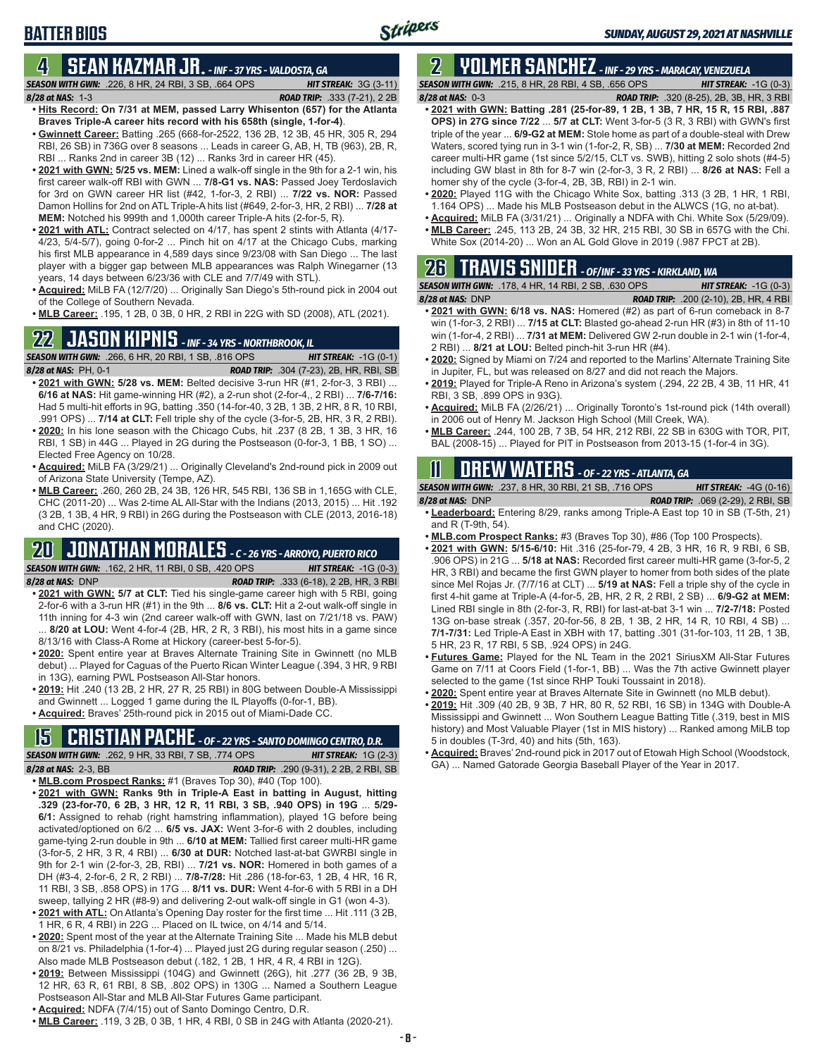# BATTER BIOS

## 4 SEAN KAZMAR JR. - INF - 37 YRS - VALDOSTA, GA

*SEASON WITH GWN:* .226, 8 HR, 24 RBI, 3 SB, .664 OPS *HIT STREAK:* 3G (3-11)
*8/28 at NAS:* 1-3 *ROAD TRIP:* .333 (7-21), 2 2B

- **Hits Record: On 7/31 at MEM, passed Larry Whisenton (657) for the Atlanta Braves Triple-A career hits record with his 658th (single, 1-for-4)**.
- **Gwinnett Career:** Batting .265 (668-for-2522, 136 2B, 12 3B, 45 HR, 305 R, 294 RBI, 26 SB) in 736G over 8 seasons ... Leads in career G, AB, H, TB (963), 2B, R, RBI ... Ranks 2nd in career 3B (12) ... Ranks 3rd in career HR (45).
- **2021 with GWN: 5/25 vs. MEM:** Lined a walk-off single in the 9th for a 2-1 win, his first career walk-off RBI with GWN ... **7/8-G1 vs. NAS:** Passed Joey Terdoslavich for 3rd on GWN career HR list (#42, 1-for-3, 2 RBI) ... **7/22 vs. NOR:** Passed Damon Hollins for 2nd on ATL Triple-A hits list (#649, 2-for-3, HR, 2 RBI) ... **7/28 at MEM:** Notched his 999th and 1,000th career Triple-A hits (2-for-5, R).
- **2021 with ATL:** Contract selected on 4/17, has spent 2 stints with Atlanta (4/17-4/23, 5/4-5/7), going 0-for-2 ... Pinch hit on 4/17 at the Chicago Cubs, marking his first MLB appearance in 4,589 days since 9/23/08 with San Diego ... The last player with a bigger gap between MLB appearances was Ralph Winegarner (13 years, 14 days between 6/23/36 with CLE and 7/7/49 with STL).
- **Acquired:** MiLB FA (12/7/20) ... Originally San Diego's 5th-round pick in 2004 out of the College of Southern Nevada.
- **MLB Career:** .195, 1 2B, 0 3B, 0 HR, 2 RBI in 22G with SD (2008), ATL (2021).

## 22 JASON KIPNIS - INF - 34 YRS - NORTHBROOK, IL

*SEASON WITH GWN:* .266, 6 HR, 20 RBI, 1 SB, .816 OPS *HIT STREAK:* -1G (0-1)
*8/28 at NAS:* PH, 0-1 *ROAD TRIP:* .304 (7-23), 2B, HR, RBI, SB

- **2021 with GWN: 5/28 vs. MEM:** Belted decisive 3-run HR (#1, 2-for-3, 3 RBI) ... **6/16 at NAS:** Hit game-winning HR (#2), a 2-run shot (2-for-4,, 2 RBI) ... **7/6-7/16:** Had 5 multi-hit efforts in 9G, batting .350 (14-for-40, 3 2B, 1 3B, 2 HR, 8 R, 10 RBI, .991 OPS) ... **7/14 at CLT:** Fell triple shy of the cycle (3-for-5, 2B, HR, 3 R, 2 RBI).
- **2020:** In his lone season with the Chicago Cubs, hit .237 (8 2B, 1 3B, 3 HR, 16 RBI, 1 SB) in 44G ... Played in 2G during the Postseason (0-for-3, 1 BB, 1 SO) ... Elected Free Agency on 10/28.
- **Acquired:** MiLB FA (3/29/21) ... Originally Cleveland's 2nd-round pick in 2009 out of Arizona State University (Tempe, AZ).
- **MLB Career:** .260, 260 2B, 24 3B, 126 HR, 545 RBI, 136 SB in 1,165G with CLE, CHC (2011-20) ... Was 2-time AL All-Star with the Indians (2013, 2015) ... Hit .192 (3 2B, 1 3B, 4 HR, 9 RBI) in 26G during the Postseason with CLE (2013, 2016-18) and CHC (2020).

## 20 JONATHAN MORALES - C - 26 YRS - ARROYO, PUERTO RICO

*SEASON WITH GWN:* .162, 2 HR, 11 RBI, 0 SB, .420 OPS *HIT STREAK:* -1G (0-3)
*8/28 at NAS:* DNP *ROAD TRIP:* .333 (6-18), 2 2B, HR, 3 RBI

- **2021 with GWN: 5/7 at CLT:** Tied his single-game career high with 5 RBI, going 2-for-6 with a 3-run HR (#1) in the 9th ... **8/6 vs. CLT:** Hit a 2-out walk-off single in 11th inning for 4-3 win (2nd career walk-off with GWN, last on 7/21/18 vs. PAW) ... **8/20 at LOU:** Went 4-for-4 (2B, HR, 2 R, 3 RBI), his most hits in a game since 8/13/16 with Class-A Rome at Hickory (career-best 5-for-5).
- **2020:** Spent entire year at Braves Alternate Training Site in Gwinnett (no MLB debut) ... Played for Caguas of the Puerto Rican Winter League (.394, 3 HR, 9 RBI in 13G), earning PWL Postseason All-Star honors.
- **2019:** Hit .240 (13 2B, 2 HR, 27 R, 25 RBI) in 80G between Double-A Mississippi and Gwinnett ... Logged 1 game during the IL Playoffs (0-for-1, BB).
- **Acquired:** Braves' 25th-round pick in 2015 out of Miami-Dade CC.

## 15 CRISTIAN PACHE - OF - 22 YRS - SANTO DOMINGO CENTRO, D.R.

*SEASON WITH GWN:* .262, 9 HR, 33 RBI, 7 SB, .774 OPS *HIT STREAK:* 1G (2-3)
*8/28 at NAS:* 2-3, BB *ROAD TRIP:* .290 (9-31), 2 2B, 2 RBI, SB

- **MLB.com Prospect Ranks:** #1 (Braves Top 30), #40 (Top 100).
- **2021 with GWN: Ranks 9th in Triple-A East in batting in August, hitting .329 (23-for-70, 6 2B, 3 HR, 12 R, 11 RBI, 3 SB, .940 OPS) in 19G** ... **5/29-6/1:** Assigned to rehab (right hamstring inflammation), played 1G before being activated/optioned on 6/2 ... **6/5 vs. JAX:** Went 3-for-6 with 2 doubles, including game-tying 2-run double in 9th ... **6/10 at MEM:** Tallied first career multi-HR game (3-for-5, 2 HR, 3 R, 4 RBI) ... **6/30 at DUR:** Notched last-at-bat GWRBI single in 9th for 2-1 win (2-for-3, 2B, RBI) ... **7/21 vs. NOR:** Homered in both games of a DH (#3-4, 2-for-6, 2 R, 2 RBI) ... **7/8-7/28:** Hit .286 (18-for-63, 1 2B, 4 HR, 16 R, 11 RBI, 3 SB, .858 OPS) in 17G ... **8/11 vs. DUR:** Went 4-for-5 with 5 RBI in a DH sweep, tallying 2 HR (#8-9) and delivering 2-out walk-off single in G1 (won 4-3).
- **2021 with ATL:** On Atlanta's Opening Day roster for the first time ... Hit .111 (3 2B, 1 HR, 6 R, 4 RBI) in 22G ... Placed on IL twice, on 4/14 and 5/14.
- **2020:** Spent most of the year at the Alternate Training Site ... Made his MLB debut on 8/21 vs. Philadelphia (1-for-4) ... Played just 2G during regular season (.250) ... Also made MLB Postseason debut (.182, 1 2B, 1 HR, 4 R, 4 RBI in 12G).
- **2019:** Between Mississippi (104G) and Gwinnett (26G), hit .277 (36 2B, 9 3B, 12 HR, 63 R, 61 RBI, 8 SB, .802 OPS) in 130G ... Named a Southern League Postseason All-Star and MLB All-Star Futures Game participant.
- **Acquired:** NDFA (7/4/15) out of Santo Domingo Centro, D.R.
- **MLB Career:** .119, 3 2B, 0 3B, 1 HR, 4 RBI, 0 SB in 24G with Atlanta (2020-21).

## 2 YOLMER SANCHEZ - INF - 29 YRS - MARACAY, VENEZUELA

*SEASON WITH GWN:* .215, 8 HR, 28 RBI, 4 SB, .656 OPS *HIT STREAK:* -1G (0-3)
*8/28 at NAS:* 0-3 *ROAD TRIP:* .320 (8-25), 2B, 3B, HR, 3 RBI

- **2021 with GWN: Batting .281 (25-for-89, 1 2B, 1 3B, 7 HR, 15 R, 15 RBI, .887 OPS) in 27G since 7/22** ... **5/7 at CLT:** Went 3-for-5 (3 R, 3 RBI) with GWN's first triple of the year ... **6/9-G2 at MEM:** Stole home as part of a double-steal with Drew Waters, scored tying run in 3-1 win (1-for-2, R, SB) ... **7/30 at MEM:** Recorded 2nd career multi-HR game (1st since 5/2/15, CLT vs. SWB), hitting 2 solo shots (#4-5) including GW blast in 8th for 8-7 win (2-for-3, 3 R, 2 RBI) ... **8/26 at NAS:** Fell a homer shy of the cycle (3-for-4, 2B, 3B, RBI) in 2-1 win.
- **2020:** Played 11G with the Chicago White Sox, batting .313 (3 2B, 1 HR, 1 RBI, 1.164 OPS) ... Made his MLB Postseason debut in the ALWCS (1G, no at-bat).
- **Acquired:** MiLB FA (3/31/21) ... Originally a NDFA with Chi. White Sox (5/29/09).
- **MLB Career:** .245, 113 2B, 24 3B, 32 HR, 215 RBI, 30 SB in 657G with the Chi. White Sox (2014-20) ... Won an AL Gold Glove in 2019 (.987 FPCT at 2B).

## 26 TRAVIS SNIDER - OF/INF - 33 YRS - KIRKLAND, WA

*SEASON WITH GWN:* .178, 4 HR, 14 RBI, 2 SB, .630 OPS *HIT STREAK:* -1G (0-3)
*8/28 at NAS:* DNP *ROAD TRIP:* .200 (2-10), 2B, HR, 4 RBI

- **2021 with GWN: 6/18 vs. NAS:** Homered (#2) as part of 6-run comeback in 8-7 win (1-for-3, 2 RBI) ... **7/15 at CLT:** Blasted go-ahead 2-run HR (#3) in 8th of 11-10 win (1-for-4, 2 RBI) ... **7/31 at MEM:** Delivered GW 2-run double in 2-1 win (1-for-4, 2 RBI) ... **8/21 at LOU:** Belted pinch-hit 3-run HR (#4).
- **2020:** Signed by Miami on 7/24 and reported to the Marlins' Alternate Training Site in Jupiter, FL, but was released on 8/27 and did not reach the Majors.
- **2019:** Played for Triple-A Reno in Arizona's system (.294, 22 2B, 4 3B, 11 HR, 41 RBI, 3 SB, .899 OPS in 93G).
- **Acquired:** MiLB FA (2/26/21) ... Originally Toronto's 1st-round pick (14th overall) in 2006 out of Henry M. Jackson High School (Mill Creek, WA).
- **MLB Career:** .244, 100 2B, 7 3B, 54 HR, 212 RBI, 22 SB in 630G with TOR, PIT, BAL (2008-15) ... Played for PIT in Postseason from 2013-15 (1-for-4 in 3G).

## 11 DREW WATERS - OF - 22 YRS - ATLANTA, GA

*SEASON WITH GWN:* .237, 8 HR, 30 RBI, 21 SB, .716 OPS *HIT STREAK:* -4G (0-16)
*8/28 at NAS:* DNP *ROAD TRIP:* .069 (2-29), 2 RBI, SB

- **Leaderboard:** Entering 8/29, ranks among Triple-A East top 10 in SB (T-5th, 21) and R (T-9th, 54).
- **MLB.com Prospect Ranks:** #3 (Braves Top 30), #86 (Top 100 Prospects).
- **2021 with GWN: 5/15-6/10:** Hit .316 (25-for-79, 4 2B, 3 HR, 16 R, 9 RBI, 6 SB, .906 OPS) in 21G ... **5/18 at NAS:** Recorded first career multi-HR game (3-for-5, 2 HR, 3 RBI) and became the first GWN player to homer from both sides of the plate since Mel Rojas Jr. (7/7/16 at CLT) ... **5/19 at NAS:** Fell a triple shy of the cycle in first 4-hit game at Triple-A (4-for-5, 2B, HR, 2 R, 2 RBI, 2 SB) ... **6/9-G2 at MEM:** Lined RBI single in 8th (2-for-3, R, RBI) for last-at-bat 3-1 win ... **7/2-7/18:** Posted 13G on-base streak (.357, 20-for-56, 8 2B, 1 3B, 2 HR, 14 R, 10 RBI, 4 SB) ... **7/1-7/31:** Led Triple-A East in XBH with 17, batting .301 (31-for-103, 11 2B, 1 3B, 5 HR, 23 R, 17 RBI, 5 SB, .924 OPS) in 24G.
- **Futures Game:** Played for the NL Team in the 2021 SiriusXM All-Star Futures Game on 7/11 at Coors Field (1-for-1, BB) ... Was the 7th active Gwinnett player selected to the game (1st since RHP Touki Toussaint in 2018).
- **2020:** Spent entire year at Braves Alternate Site in Gwinnett (no MLB debut).
- **2019:** Hit .309 (40 2B, 9 3B, 7 HR, 80 R, 52 RBI, 16 SB) in 134G with Double-A Mississippi and Gwinnett ... Won Southern League Batting Title (.319, best in MIS history) and Most Valuable Player (1st in MIS history) ... Ranked among MiLB top 5 in doubles (T-3rd, 40) and hits (5th, 163).
- **Acquired:** Braves' 2nd-round pick in 2017 out of Etowah High School (Woodstock, GA) ... Named Gatorade Georgia Baseball Player of the Year in 2017.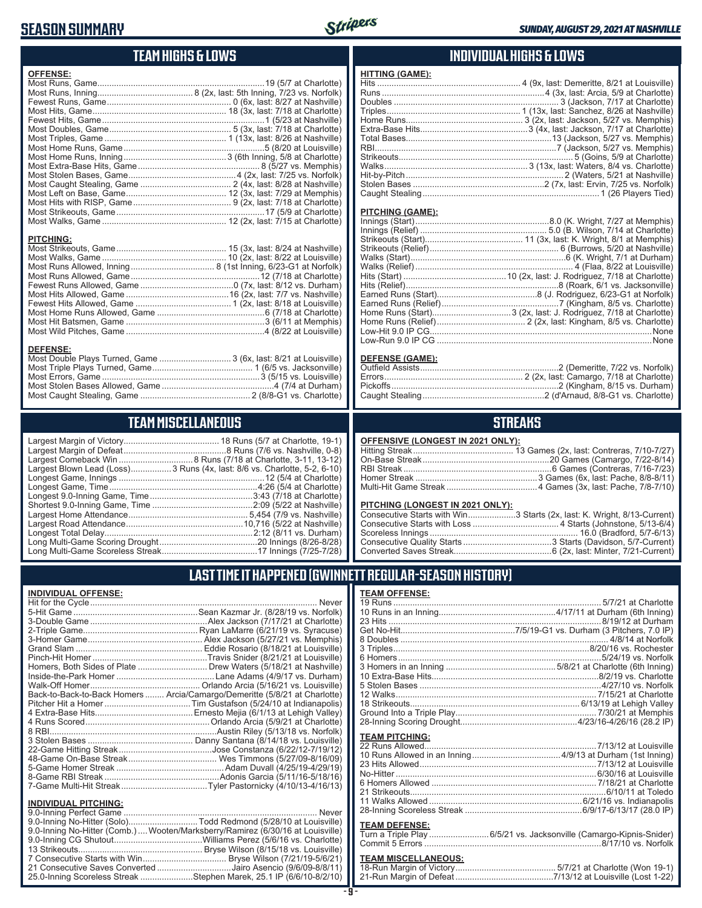# SEASON SUMMARY

*SUNDAY, AUGUST 29, 2021 AT NASHVILLE*

## TEAM HIGHS & LOWS

**OFFENSE:**

| | |
|---|---|
| Most Runs, Game | 19 (5/7 at Charlotte) |
| Most Runs, Inning | 8 (2x, last: 5th Inning, 7/23 vs. Norfolk) |
| Fewest Runs, Game | 0 (6x, last: 8/27 at Nashville) |
| Most Hits, Game | 18 (3x, last: 7/18 at Charlotte) |
| Fewest Hits, Game | 1 (5/23 at Nashville) |
| Most Doubles, Game | 5 (3x, last: 7/18 at Charlotte) |
| Most Triples, Game | 1 (13x, last: 8/26 at Nashville) |
| Most Home Runs, Game | 5 (8/20 at Louisville) |
| Most Home Runs, Inning | 3 (6th Inning, 5/8 at Charlotte) |
| Most Extra-Base Hits, Game | 8 (5/27 vs. Memphis) |
| Most Stolen Bases, Game | 4 (2x, last: 7/25 vs. Norfolk) |
| Most Caught Stealing, Game | 2 (4x, last: 8/28 at Nashville) |
| Most Left on Base, Game | 12 (3x, last: 7/29 at Memphis) |
| Most Hits with RISP, Game | 9 (2x, last: 7/18 at Charlotte) |
| Most Strikeouts, Game | 17 (5/9 at Charlotte) |
| Most Walks, Game | 12 (2x, last: 7/15 at Charlotte) |

**PITCHING:**

| | |
|---|---|
| Most Strikeouts, Game | 15 (3x, last: 8/24 at Nashville) |
| Most Walks, Game | 10 (2x, last: 8/22 at Louisville) |
| Most Runs Allowed, Inning | 8 (1st Inning, 6/23-G1 at Norfolk) |
| Most Runs Allowed, Game | 12 (7/18 at Charlotte) |
| Fewest Runs Allowed, Game | 0 (7x, last: 8/12 vs. Durham) |
| Most Hits Allowed, Game | 16 (2x, last: 7/7 vs. Nashville) |
| Fewest Hits Allowed, Game | 1 (2x, last: 8/18 at Louisville) |
| Most Home Runs Allowed, Game | 6 (7/18 at Charlotte) |
| Most Hit Batsmen, Game | 3 (6/11 at Memphis) |
| Most Wild Pitches, Game | 4 (8/22 at Louisville) |

**DEFENSE:**

| | |
|---|---|
| Most Double Plays Turned, Game | 3 (6x, last: 8/21 at Louisville) |
| Most Triple Plays Turned, Game | 1 (6/5 vs. Jacksonville) |
| Most Errors, Game | 3 (5/15 vs. Louisville) |
| Most Stolen Bases Allowed, Game | 4 (7/4 at Durham) |
| Most Caught Stealing, Game | 2 (8/8-G1 vs. Charlotte) |

## INDIVIDUAL HIGHS & LOWS

**HITTING (GAME):**

| | |
|---|---|
| Hits | 4 (9x, last: Demeritte, 8/21 at Louisville) |
| Runs | 4 (3x, last: Arcia, 5/9 at Charlotte) |
| Doubles | 3 (Jackson, 7/17 at Charlotte) |
| Triples | 1 (13x, last: Sanchez, 8/26 at Nashville) |
| Home Runs | 3 (2x, last: Jackson, 5/27 vs. Memphis) |
| Extra-Base Hits | 3 (4x, last: Jackson, 7/17 at Charlotte) |
| Total Bases | 13 (Jackson, 5/27 vs. Memphis) |
| RBI | 7 (Jackson, 5/27 vs. Memphis) |
| Strikeouts | 5 (Goins, 5/9 at Charlotte) |
| Walks | 3 (13x, last: Waters, 8/4 vs. Charlotte) |
| Hit-by-Pitch | 2 (Waters, 5/21 at Nashville) |
| Stolen Bases | 2 (7x, last: Ervin, 7/25 vs. Norfolk) |
| Caught Stealing | 1 (26 Players Tied) |

**PITCHING (GAME):**

| | |
|---|---|
| Innings (Start) | 8.0 (K. Wright, 7/27 at Memphis) |
| Innings (Relief) | 5.0 (B. Wilson, 7/14 at Charlotte) |
| Strikeouts (Start) | 11 (3x, last: K. Wright, 8/1 at Memphis) |
| Strikeouts (Relief) | 6 (Burrows, 5/20 at Nashville) |
| Walks (Start) | 6 (K. Wright, 7/1 at Durham) |
| Walks (Relief) | 4 (Flaa, 8/22 at Louisville) |
| Hits (Start) | 10 (2x, last: J. Rodriguez, 7/18 at Charlotte) |
| Hits (Relief) | 8 (Roark, 6/1 vs. Jacksonville) |
| Earned Runs (Start) | 8 (J. Rodriguez, 6/23-G1 at Norfolk) |
| Earned Runs (Relief) | 7 (Kingham, 8/5 vs. Charlotte) |
| Home Runs (Start) | 3 (2x, last: J. Rodriguez, 7/18 at Charlotte) |
| Home Runs (Relief) | 2 (2x, last: Kingham, 8/5 vs. Charlotte) |
| Low-Hit 9.0 IP CG | None |
| Low-Run 9.0 IP CG | None |

**DEFENSE (GAME):**

| | |
|---|---|
| Outfield Assists | 2 (Demeritte, 7/22 vs. Norfolk) |
| Errors | 2 (2x, last: Camargo, 7/18 at Charlotte) |
| Pickoffs | 2 (Kingham, 8/15 vs. Durham) |
| Caught Stealing | 2 (d'Arnaud, 8/8-G1 vs. Charlotte) |

## TEAM MISCELLANEOUS

| | |
|---|---|
| Largest Margin of Victory | 18 Runs (5/7 at Charlotte, 19-1) |
| Largest Margin of Defeat | 8 Runs (7/6 vs. Nashville, 0-8) |
| Largest Comeback Win | 8 Runs (7/18 at Charlotte, 3-11, 13-12) |
| Largest Blown Lead (Loss) | 3 Runs (4x, last: 8/6 vs. Charlotte, 5-2, 6-10) |
| Longest Game, Innings | 12 (5/4 at Charlotte) |
| Longest Game, Time | 4:26 (5/4 at Charlotte) |
| Longest 9.0-Inning Game, Time | 3:43 (7/18 at Charlotte) |
| Shortest 9.0-Inning Game, Time | 2:09 (5/22 at Nashville) |
| Largest Home Attendance | 5,454 (7/9 vs. Nashville) |
| Largest Road Attendance | 10,716 (5/22 at Nashville) |
| Longest Total Delay | 2:12 (8/11 vs. Durham) |
| Long Multi-Game Scoring Drought | 20 Innings (8/26-8/28) |
| Long Multi-Game Scoreless Streak | 17 Innings (7/25-7/28) |

## STREAKS

**OFFENSIVE (LONGEST IN 2021 ONLY):**

| | |
|---|---|
| Hitting Streak | 13 Games (2x, last: Contreras, 7/10-7/27) |
| On-Base Streak | 20 Games (Camargo, 7/22-8/14) |
| RBI Streak | 6 Games (Contreras, 7/16-7/23) |
| Homer Streak | 3 Games (6x, last: Pache, 8/8-8/11) |
| Multi-Hit Game Streak | 4 Games (3x, last: Pache, 7/8-7/10) |

**PITCHING (LONGEST IN 2021 ONLY):**

| | |
|---|---|
| Consecutive Starts with Win | 3 Starts (2x, last: K. Wright, 8/13-Current) |
| Consecutive Starts with Loss | 4 Starts (Johnstone, 5/13-6/4) |
| Scoreless Innings | 16.0 (Bradford, 5/7-6/13) |
| Consecutive Quality Starts | 3 Starts (Davidson, 5/7-Current) |
| Converted Saves Streak | 6 (2x, last: Minter, 7/21-Current) |

## LAST TIME IT HAPPENED (GWINNETT REGULAR-SEASON HISTORY)

**INDIVIDUAL OFFENSE:**

| | |
|---|---|
| Hit for the Cycle | Never |
| 5-Hit Game | Sean Kazmar Jr. (8/28/19 vs. Norfolk) |
| 3-Double Game | Alex Jackson (7/17/21 at Charlotte) |
| 2-Triple Game | Ryan LaMarre (6/21/19 vs. Syracuse) |
| 3-Homer Game | Alex Jackson (5/27/21 vs. Memphis) |
| Grand Slam | Eddie Rosario (8/18/21 at Louisville) |
| Pinch-Hit Homer | Travis Snider (8/21/21 at Louisville) |
| Homers, Both Sides of Plate | Drew Waters (5/18/21 at Nashville) |
| Inside-the-Park Homer | Lane Adams (4/9/17 vs. Durham) |
| Walk-Off Homer | Orlando Arcia (5/16/21 vs. Louisville) |
| Back-to-Back-to-Back Homers | Arcia/Camargo/Demeritte (5/8/21 at Charlotte) |
| Pitcher Hit a Homer | Tim Gustafson (5/24/10 at Indianapolis) |
| 4 Extra-Base Hits | Ernesto Mejia (6/1/13 at Lehigh Valley) |
| 4 Runs Scored | Orlando Arcia (5/9/21 at Charlotte) |
| 8 RBI | Austin Riley (5/13/18 vs. Norfolk) |
| 3 Stolen Bases | Danny Santana (8/14/18 vs. Louisville) |
| 22-Game Hitting Streak | Jose Constanza (6/22/12-7/19/12) |
| 48-Game On-Base Streak | Wes Timmons (5/27/09-8/16/09) |
| 5-Game Homer Streak | Adam Duvall (4/25/19-4/29/19) |
| 8-Game RBI Streak | Adonis Garcia (5/11/16-5/18/16) |
| 7-Game Multi-Hit Streak | Tyler Pastornicky (4/10/13-4/16/13) |

**INDIVIDUAL PITCHING:**

| | |
|---|---|
| 9.0-Inning Perfect Game | Never |
| 9.0-Inning No-Hitter (Solo) | Todd Redmond (5/28/10 at Louisville) |
| 9.0-Inning No-Hitter (Comb.) | Wooten/Marksberry/Ramirez (6/30/16 at Louisville) |
| 9.0-Inning CG Shutout | Williams Perez (5/6/16 vs. Charlotte) |
| 13 Strikeouts | Bryse Wilson (8/15/18 vs. Louisville) |
| 7 Consecutive Starts with Win | Bryse Wilson (7/21/19-5/6/21) |
| 21 Consecutive Saves Converted | Jairo Asencio (9/6/09-8/8/11) |
| 25.0-Inning Scoreless Streak | Stephen Marek, 25.1 IP (6/6/10-8/2/10) |

**TEAM OFFENSE:**

| | |
|---|---|
| 19 Runs | 5/7/21 at Charlotte |
| 10 Runs in an Inning | 4/17/11 at Durham (6th Inning) |
| 23 Hits | 8/19/12 at Durham |
| Get No-Hit | 7/5/19-G1 vs. Durham (3 Pitchers, 7.0 IP) |
| 8 Doubles | 4/8/14 at Norfolk |
| 3 Triples | 8/20/16 vs. Rochester |
| 6 Homers | 5/24/19 vs. Norfolk |
| 3 Homers in an Inning | 5/8/21 at Charlotte (6th Inning) |
| 10 Extra-Base Hits | 8/2/19 vs. Charlotte |
| 5 Stolen Bases | 4/27/10 vs. Norfolk |
| 12 Walks | 7/15/21 at Charlotte |
| 18 Strikeouts | 6/13/19 at Lehigh Valley |
| Ground Into a Triple Play | 7/30/21 at Memphis |
| 28-Inning Scoring Drought | 4/23/16-4/26/16 (28.2 IP) |

**TEAM PITCHING:**

| | |
|---|---|
| 22 Runs Allowed | 7/13/12 at Louisville |
| 10 Runs Allowed in an Inning | 4/9/13 at Durham (1st Inning) |
| 23 Hits Allowed | 7/13/12 at Louisville |
| No-Hitter | 6/30/16 at Louisville |
| 6 Homers Allowed | 7/18/21 at Charlotte |
| 21 Strikeouts | 6/10/11 at Toledo |
| 11 Walks Allowed | 6/21/16 vs. Indianapolis |
| 28-Inning Scoreless Streak | 6/9/17-6/13/17 (28.0 IP) |

**TEAM DEFENSE:**

| | |
|---|---|
| Turn a Triple Play | 6/5/21 vs. Jacksonville (Camargo-Kipnis-Snider) |
| Commit 5 Errors | 8/17/10 vs. Norfolk |

**TEAM MISCELLANEOUS:**

| | |
|---|---|
| 18-Run Margin of Victory | 5/7/21 at Charlotte (Won 19-1) |
| 21-Run Margin of Defeat | 7/13/12 at Louisville (Lost 1-22) |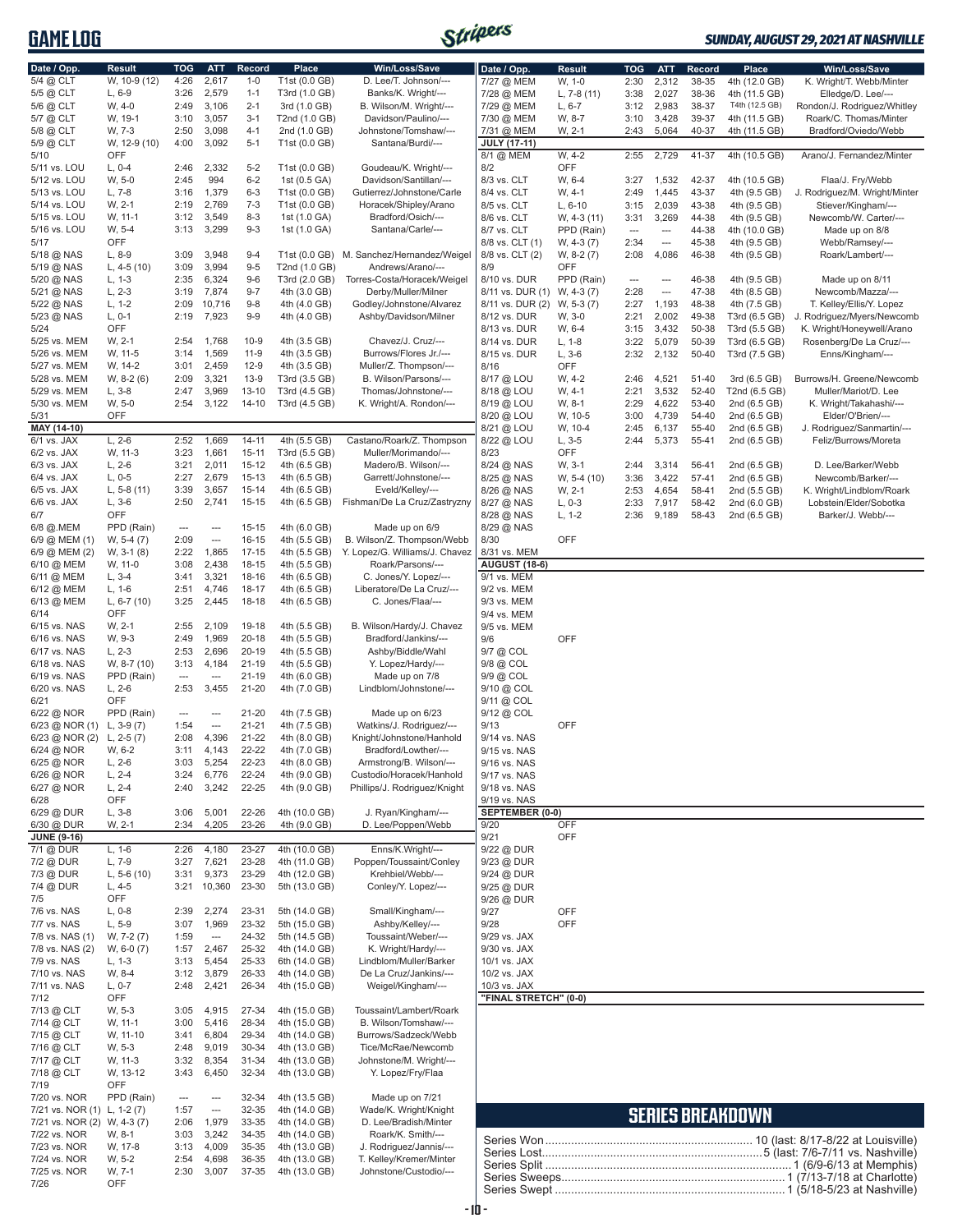# GAME LOG

**SUNDAY, AUGUST 29, 2021 AT NASHVILLE**

| Date / Opp. | Result | TOG | ATT | Record | Place | Win/Loss/Save |
|---|---|---|---|---|---|---|
| 5/4 @ CLT | W, 10-9 (12) | 4:26 | 2,617 | 1-0 | T1st (0.0 GB) | D. Lee/T. Johnson/--- |
| 5/5 @ CLT | L, 6-9 | 3:26 | 2,579 | 1-1 | T3rd (1.0 GB) | Banks/K. Wright/--- |
| 5/6 @ CLT | W, 4-0 | 2:49 | 3,106 | 2-1 | 3rd (1.0 GB) | B. Wilson/M. Wright/--- |
| 5/7 @ CLT | W, 19-1 | 3:10 | 3,057 | 3-1 | T2nd (1.0 GB) | Davidson/Paulino/--- |
| 5/8 @ CLT | W, 7-3 | 2:50 | 3,098 | 4-1 | 2nd (1.0 GB) | Johnstone/Tomshaw/--- |
| 5/9 @ CLT | W, 12-9 (10) | 4:00 | 3,092 | 5-1 | T1st (0.0 GB) | Santana/Burdi/--- |
| 5/10 | OFF | | | | | |
| 5/11 vs. LOU | L, 0-4 | 2:46 | 2,332 | 5-2 | T1st (0.0 GB) | Goudeau/K. Wright/--- |
| 5/12 vs. LOU | W, 5-0 | 2:45 | 994 | 6-2 | 1st (0.5 GA) | Davidson/Santillan/--- |
| 5/13 vs. LOU | L, 7-8 | 3:16 | 1,379 | 6-3 | T1st (0.0 GB) | Gutierrez/Johnstone/Carle |
| 5/14 vs. LOU | W, 2-1 | 2:19 | 2,769 | 7-3 | T1st (0.0 GB) | Horacek/Shipley/Arano |
| 5/15 vs. LOU | W, 11-1 | 3:12 | 3,549 | 8-3 | 1st (1.0 GA) | Bradford/Osich/--- |
| 5/16 vs. LOU | W, 5-4 | 3:13 | 3,299 | 9-3 | 1st (1.0 GA) | Santana/Carle/--- |
| 5/17 | OFF | | | | | |
| 5/18 @ NAS | L, 8-9 | 3:09 | 3,948 | 9-4 | T1st (0.0 GB) | M. Sanchez/Hernandez/Weigel |
| 5/19 @ NAS | L, 4-5 (10) | 3:09 | 3,994 | 9-5 | T2nd (1.0 GB) | Andrews/Arano/--- |
| 5/20 @ NAS | L, 1-3 | 2:35 | 6,324 | 9-6 | T3rd (2.0 GB) | Torres-Costa/Horacek/Weigel |
| 5/21 @ NAS | L, 2-3 | 3:19 | 7,874 | 9-7 | 4th (3.0 GB) | Derby/Muller/Milner |
| 5/22 @ NAS | L, 1-2 | 2:09 | 10,716 | 9-8 | 4th (4.0 GB) | Godley/Johnstone/Alvarez |
| 5/23 @ NAS | L, 0-1 | 2:19 | 7,923 | 9-9 | 4th (4.0 GB) | Ashby/Davidson/Milner |
| 5/24 | OFF | | | | | |
| 5/25 vs. MEM | W, 2-1 | 2:54 | 1,768 | 10-9 | 4th (3.5 GB) | Chavez/J. Cruz/--- |
| 5/26 vs. MEM | W, 11-5 | 3:14 | 1,569 | 11-9 | 4th (3.5 GB) | Burrows/Flores Jr./--- |
| 5/27 vs. MEM | W, 14-2 | 3:01 | 2,459 | 12-9 | 4th (3.5 GB) | Muller/Z. Thompson/--- |
| 5/28 vs. MEM | W, 8-2 (6) | 2:09 | 3,321 | 13-9 | T3rd (3.5 GB) | B. Wilson/Parsons/--- |
| 5/29 vs. MEM | L, 3-8 | 2:47 | 3,969 | 13-10 | T3rd (4.5 GB) | Thomas/Johnstone/--- |
| 5/30 vs. MEM | W, 5-0 | 2:54 | 3,122 | 14-10 | T3rd (4.5 GB) | K. Wright/A. Rondon/--- |
| 5/31 | OFF | | | | | |
| **MAY (14-10)** | | | | | | |
| 6/1 vs. JAX | L, 2-6 | 2:52 | 1,669 | 14-11 | 4th (5.5 GB) | Castano/Roark/Z. Thompson |
| 6/2 vs. JAX | W, 11-3 | 3:23 | 1,661 | 15-11 | T3rd (5.5 GB) | Muller/Morimando/--- |
| 6/3 vs. JAX | L, 2-6 | 3:21 | 2,011 | 15-12 | 4th (6.5 GB) | Madero/B. Wilson/--- |
| 6/4 vs. JAX | L, 0-5 | 2:27 | 2,679 | 15-13 | 4th (6.5 GB) | Garrett/Johnstone/--- |
| 6/5 vs. JAX | L, 5-8 (11) | 3:39 | 3,657 | 15-14 | 4th (6.5 GB) | Eveld/Kelley/--- |
| 6/6 vs. JAX | L, 3-6 | 2:50 | 2,741 | 15-15 | 4th (6.5 GB) | Fishman/De La Cruz/Zastryzny |
| 6/7 | OFF | | | | | |
| 6/8 @ MEM | PPD (Rain) | --- | --- | 15-15 | 4th (6.0 GB) | Made up on 6/9 |
| 6/9 @ MEM (1) | W, 5-4 (7) | 2:09 | --- | 16-15 | 4th (5.5 GB) | B. Wilson/Z. Thompson/Webb |
| 6/9 @ MEM (2) | W, 3-1 (8) | 2:22 | 1,865 | 17-15 | 4th (5.5 GB) | Y. Lopez/G. Williams/J. Chavez |
| 6/10 @ MEM | W, 11-0 | 3:08 | 2,438 | 18-15 | 4th (5.5 GB) | Roark/Parsons/--- |
| 6/11 @ MEM | L, 3-4 | 3:41 | 3,321 | 18-16 | 4th (6.5 GB) | C. Jones/Y. Lopez/--- |
| 6/12 @ MEM | L, 1-6 | 2:51 | 4,746 | 18-17 | 4th (6.5 GB) | Liberatore/De La Cruz/--- |
| 6/13 @ MEM | L, 6-7 (10) | 3:25 | 2,445 | 18-18 | 4th (6.5 GB) | C. Jones/Flaa/--- |
| 6/14 | OFF | | | | | |
| 6/15 vs. NAS | W, 2-1 | 2:55 | 2,109 | 19-18 | 4th (5.5 GB) | B. Wilson/Hardy/J. Chavez |
| 6/16 vs. NAS | W, 9-3 | 2:49 | 1,969 | 20-18 | 4th (5.5 GB) | Bradford/Jankins/--- |
| 6/17 vs. NAS | L, 2-3 | 2:53 | 2,696 | 20-19 | 4th (5.5 GB) | Ashby/Biddle/Wahl |
| 6/18 vs. NAS | W, 8-7 (10) | 3:13 | 4,184 | 21-19 | 4th (5.5 GB) | Y. Lopez/Hardy/--- |
| 6/19 vs. NAS | PPD (Rain) | --- | --- | 21-19 | 4th (6.0 GB) | Made up on 7/8 |
| 6/20 vs. NAS | L, 2-6 | 2:53 | 3,455 | 21-20 | 4th (7.0 GB) | Lindblom/Johnstone/--- |
| 6/21 | OFF | | | | | |
| 6/22 @ NOR | PPD (Rain) | --- | --- | 21-20 | 4th (7.5 GB) | Made up on 6/23 |
| 6/23 @ NOR (1) | L, 3-9 (7) | 1:54 | --- | 21-21 | 4th (7.5 GB) | Watkins/J. Rodriguez/--- |
| 6/23 @ NOR (2) | L, 2-5 (7) | 2:08 | 4,396 | 21-22 | 4th (8.0 GB) | Knight/Johnstone/Hanhold |
| 6/24 @ NOR | W, 6-2 | 3:11 | 4,143 | 22-22 | 4th (7.0 GB) | Bradford/Lowther/--- |
| 6/25 @ NOR | L, 2-6 | 3:03 | 5,254 | 22-23 | 4th (8.0 GB) | Armstrong/B. Wilson/--- |
| 6/26 @ NOR | L, 2-4 | 3:24 | 6,776 | 22-24 | 4th (9.0 GB) | Custodio/Horacek/Hanhold |
| 6/27 @ NOR | L, 2-4 | 2:40 | 3,242 | 22-25 | 4th (9.0 GB) | Phillips/J. Rodriguez/Knight |
| 6/28 | OFF | | | | | |
| 6/29 @ DUR | L, 3-8 | 3:06 | 5,001 | 22-26 | 4th (10.0 GB) | J. Ryan/Kingham/--- |
| 6/30 @ DUR | W, 2-1 | 2:34 | 4,205 | 23-26 | 4th (9.0 GB) | D. Lee/Poppen/Webb |
| **JUNE (9-16)** | | | | | | |
| 7/1 @ DUR | L, 1-6 | 2:26 | 4,180 | 23-27 | 4th (10.0 GB) | Enns/K.Wright/--- |
| 7/2 @ DUR | L, 7-9 | 3:27 | 7,621 | 23-28 | 4th (11.0 GB) | Poppen/Toussaint/Conley |
| 7/3 @ DUR | L, 5-6 (10) | 3:31 | 9,373 | 23-29 | 4th (12.0 GB) | Krehbiel/Webb/--- |
| 7/4 @ DUR | L, 4-5 | 3:21 | 10,360 | 23-30 | 5th (13.0 GB) | Conley/Y. Lopez/--- |
| 7/5 | OFF | | | | | |
| 7/6 vs. NAS | L, 0-8 | 2:39 | 2,274 | 23-31 | 5th (14.0 GB) | Small/Kingham/--- |
| 7/7 vs. NAS | L, 5-9 | 3:07 | 1,969 | 23-32 | 5th (15.0 GB) | Ashby/Kelley/--- |
| 7/8 vs. NAS (1) | W, 7-2 (7) | 1:59 | --- | 24-32 | 5th (14.5 GB) | Toussaint/Weber/--- |
| 7/8 vs. NAS (2) | W, 6-0 (7) | 1:57 | 2,467 | 25-32 | 4th (14.0 GB) | K. Wright/Hardy/--- |
| 7/9 vs. NAS | L, 1-3 | 3:13 | 5,454 | 25-33 | 6th (14.0 GB) | Lindblom/Muller/Barker |
| 7/10 vs. NAS | W, 8-4 | 3:12 | 3,879 | 26-33 | 4th (14.0 GB) | De La Cruz/Jankins/--- |
| 7/11 vs. NAS | L, 0-7 | 2:48 | 2,421 | 26-34 | 4th (15.0 GB) | Weigel/Kingham/--- |
| 7/12 | OFF | | | | | |
| 7/13 @ CLT | W, 5-3 | 3:05 | 4,915 | 27-34 | 4th (15.0 GB) | Toussaint/Lambert/Roark |
| 7/14 @ CLT | W, 11-1 | 3:00 | 5,416 | 28-34 | 4th (15.0 GB) | B. Wilson/Tomshaw/--- |
| 7/15 @ CLT | W, 11-10 | 3:41 | 6,804 | 29-34 | 4th (14.0 GB) | Burrows/Sadzeck/Webb |
| 7/16 @ CLT | W, 5-3 | 2:48 | 9,019 | 30-34 | 4th (13.0 GB) | Tice/McRae/Newcomb |
| 7/17 @ CLT | W, 11-3 | 3:32 | 8,354 | 31-34 | 4th (13.0 GB) | Johnstone/M. Wright/--- |
| 7/18 @ CLT | W, 13-12 | 3:43 | 6,450 | 32-34 | 4th (13.0 GB) | Y. Lopez/Fry/Flaa |
| 7/19 | OFF | | | | | |
| 7/20 vs. NOR | PPD (Rain) | --- | --- | 32-34 | 4th (13.5 GB) | Made up on 7/21 |
| 7/21 vs. NOR (1) | L, 1-2 (7) | 1:57 | --- | 32-35 | 4th (14.0 GB) | Wade/K. Wright/Knight |
| 7/21 vs. NOR (2) | W, 4-3 (7) | 2:06 | 1,979 | 33-35 | 4th (14.0 GB) | D. Lee/Bradish/Minter |
| 7/22 vs. NOR | W, 8-1 | 3:03 | 3,242 | 34-35 | 4th (14.0 GB) | Roark/K. Smith/--- |
| 7/23 vs. NOR | W, 17-8 | 3:13 | 4,009 | 35-35 | 4th (13.0 GB) | J. Rodriguez/Jannis/--- |
| 7/24 vs. NOR | W, 5-2 | 2:54 | 4,698 | 36-35 | 4th (13.0 GB) | T. Kelley/Kremer/Minter |
| 7/25 vs. NOR | W, 7-1 | 2:30 | 3,007 | 37-35 | 4th (13.0 GB) | Johnstone/Custodio/--- |
| 7/26 | OFF | | | | | |
| 7/27 @ MEM | W, 1-0 | 2:30 | 2,312 | 38-35 | 4th (12.0 GB) | K. Wright/T. Webb/Minter |
| 7/28 @ MEM | L, 7-8 (11) | 3:38 | 2,027 | 38-36 | 4th (11.5 GB) | Elledge/D. Lee/--- |
| 7/29 @ MEM | L, 6-7 | 3:12 | 2,983 | 38-37 | T4th (12.5 GB) | Rondon/J. Rodriguez/Whitley |
| 7/30 @ MEM | W, 8-7 | 3:10 | 3,428 | 39-37 | 4th (11.5 GB) | Roark/C. Thomas/Minter |
| 7/31 @ MEM | W, 2-1 | 2:43 | 5,064 | 40-37 | 4th (11.5 GB) | Bradford/Oviedo/Webb |
| **JULY (17-11)** | | | | | | |
| 8/1 @ MEM | W, 4-2 | 2:55 | 2,729 | 41-37 | 4th (10.5 GB) | Arano/J. Fernandez/Minter |
| 8/2 | OFF | | | | | |
| 8/3 vs. CLT | W, 6-4 | 3:27 | 1,532 | 42-37 | 4th (10.5 GB) | Flaa/J. Fry/Webb |
| 8/4 vs. CLT | W, 4-1 | 2:49 | 1,445 | 43-37 | 4th (9.5 GB) | J. Rodriguez/M. Wright/Minter |
| 8/5 vs. CLT | L, 6-10 | 3:15 | 2,039 | 43-38 | 4th (9.5 GB) | Stiever/Kingham/--- |
| 8/6 vs. CLT | W, 4-3 (11) | 3:31 | 3,269 | 44-38 | 4th (9.5 GB) | Newcomb/W. Carter/--- |
| 8/7 vs. CLT | PPD (Rain) | --- | --- | 44-38 | 4th (10.0 GB) | Made up on 8/8 |
| 8/8 vs. CLT (1) | W, 4-3 (7) | 2:34 | --- | 45-38 | 4th (9.5 GB) | Webb/Ramsey/--- |
| 8/8 vs. CLT (2) | W, 8-2 (7) | 2:08 | 4,086 | 46-38 | 4th (9.5 GB) | Roark/Lambert/--- |
| 8/9 | OFF | | | | | |
| 8/10 vs. DUR | PPD (Rain) | --- | --- | 46-38 | 4th (9.5 GB) | Made up on 8/11 |
| 8/11 vs. DUR (1) | W, 4-3 (7) | 2:28 | --- | 47-38 | 4th (8.5 GB) | Newcomb/Mazza/--- |
| 8/11 vs. DUR (2) | W, 5-3 (7) | 2:27 | 1,193 | 48-38 | 4th (7.5 GB) | T. Kelley/Ellis/Y. Lopez |
| 8/12 vs. DUR | W, 3-0 | 2:21 | 2,002 | 49-38 | T3rd (6.5 GB) | J. Rodriguez/Myers/Newcomb |
| 8/13 vs. DUR | W, 6-4 | 3:15 | 3,432 | 50-38 | T3rd (5.5 GB) | K. Wright/Honeywell/Arano |
| 8/14 vs. DUR | L, 1-8 | 3:22 | 5,079 | 50-39 | T3rd (6.5 GB) | Rosenberg/De La Cruz/--- |
| 8/15 vs. DUR | L, 3-6 | 2:32 | 2,132 | 50-40 | T3rd (7.5 GB) | Enns/Kingham/--- |
| 8/16 | OFF | | | | | |
| 8/17 @ LOU | W, 4-2 | 2:46 | 4,521 | 51-40 | 3rd (6.5 GB) | Burrows/H. Greene/Newcomb |
| 8/18 @ LOU | W, 4-1 | 2:21 | 3,532 | 52-40 | T2nd (6.5 GB) | Muller/Mariot/D. Lee |
| 8/19 @ LOU | W, 8-1 | 2:29 | 4,622 | 53-40 | 2nd (6.5 GB) | K. Wright/Takahashi/--- |
| 8/20 @ LOU | W, 10-5 | 3:00 | 4,739 | 54-40 | 2nd (6.5 GB) | Elder/O'Brien/--- |
| 8/21 @ LOU | W, 10-4 | 2:45 | 6,137 | 55-40 | 2nd (6.5 GB) | J. Rodriguez/Sanmartin/--- |
| 8/22 @ LOU | L, 3-5 | 2:44 | 5,373 | 55-41 | 2nd (6.5 GB) | Feliz/Burrows/Moreta |
| 8/23 | OFF | | | | | |
| 8/24 @ NAS | W, 3-1 | 2:44 | 3,314 | 56-41 | 2nd (6.5 GB) | D. Lee/Barker/Webb |
| 8/25 @ NAS | W, 5-4 (10) | 3:36 | 3,422 | 57-41 | 2nd (6.5 GB) | Newcomb/Barker/--- |
| 8/26 @ NAS | W, 2-1 | 2:53 | 4,654 | 58-41 | 2nd (5.5 GB) | K. Wright/Lindblom/Roark |
| 8/27 @ NAS | L, 0-3 | 2:33 | 7,917 | 58-42 | 2nd (6.0 GB) | Lobstein/Elder/Sobotka |
| 8/28 @ NAS | L, 1-2 | 2:36 | 9,189 | 58-43 | 2nd (6.5 GB) | Barker/J. Webb/--- |
| 8/29 @ NAS | | | | | | |
| 8/30 | OFF | | | | | |
| 8/31 vs. MEM | | | | | | |
| **AUGUST (18-6)** | | | | | | |
| 9/1 vs. MEM | | | | | | |
| 9/2 vs. MEM | | | | | | |
| 9/3 vs. MEM | | | | | | |
| 9/4 vs. MEM | | | | | | |
| 9/5 vs. MEM | | | | | | |
| 9/6 | OFF | | | | | |
| 9/7 @ COL | | | | | | |
| 9/8 @ COL | | | | | | |
| 9/9 @ COL | | | | | | |
| 9/10 @ COL | | | | | | |
| 9/11 @ COL | | | | | | |
| 9/12 @ COL | | | | | | |
| 9/13 | OFF | | | | | |
| 9/14 vs. NAS | | | | | | |
| 9/15 vs. NAS | | | | | | |
| 9/16 vs. NAS | | | | | | |
| 9/17 vs. NAS | | | | | | |
| 9/18 vs. NAS | | | | | | |
| 9/19 vs. NAS | | | | | | |
| **SEPTEMBER (0-0)** | | | | | | |
| 9/20 | OFF | | | | | |
| 9/21 | OFF | | | | | |
| 9/22 @ DUR | | | | | | |
| 9/23 @ DUR | | | | | | |
| 9/24 @ DUR | | | | | | |
| 9/25 @ DUR | | | | | | |
| 9/26 @ DUR | | | | | | |
| 9/27 | OFF | | | | | |
| 9/28 | OFF | | | | | |
| 9/29 vs. JAX | | | | | | |
| 9/30 vs. JAX | | | | | | |
| 10/1 vs. JAX | | | | | | |
| 10/2 vs. JAX | | | | | | |
| 10/3 vs. JAX | | | | | | |
| **"FINAL STRETCH" (0-0)** | | | | | | |

## SERIES BREAKDOWN

Series Won ................ 10 (last: 8/17-8/22 at Louisville)
Series Lost ................ 5 (last: 7/6-7/11 vs. Nashville)
Series Split ................ 1 (6/9-6/13 at Memphis)
Series Sweeps ................ 1 (7/13-7/18 at Charlotte)
Series Swept ................ 1 (5/18-5/23 at Nashville)